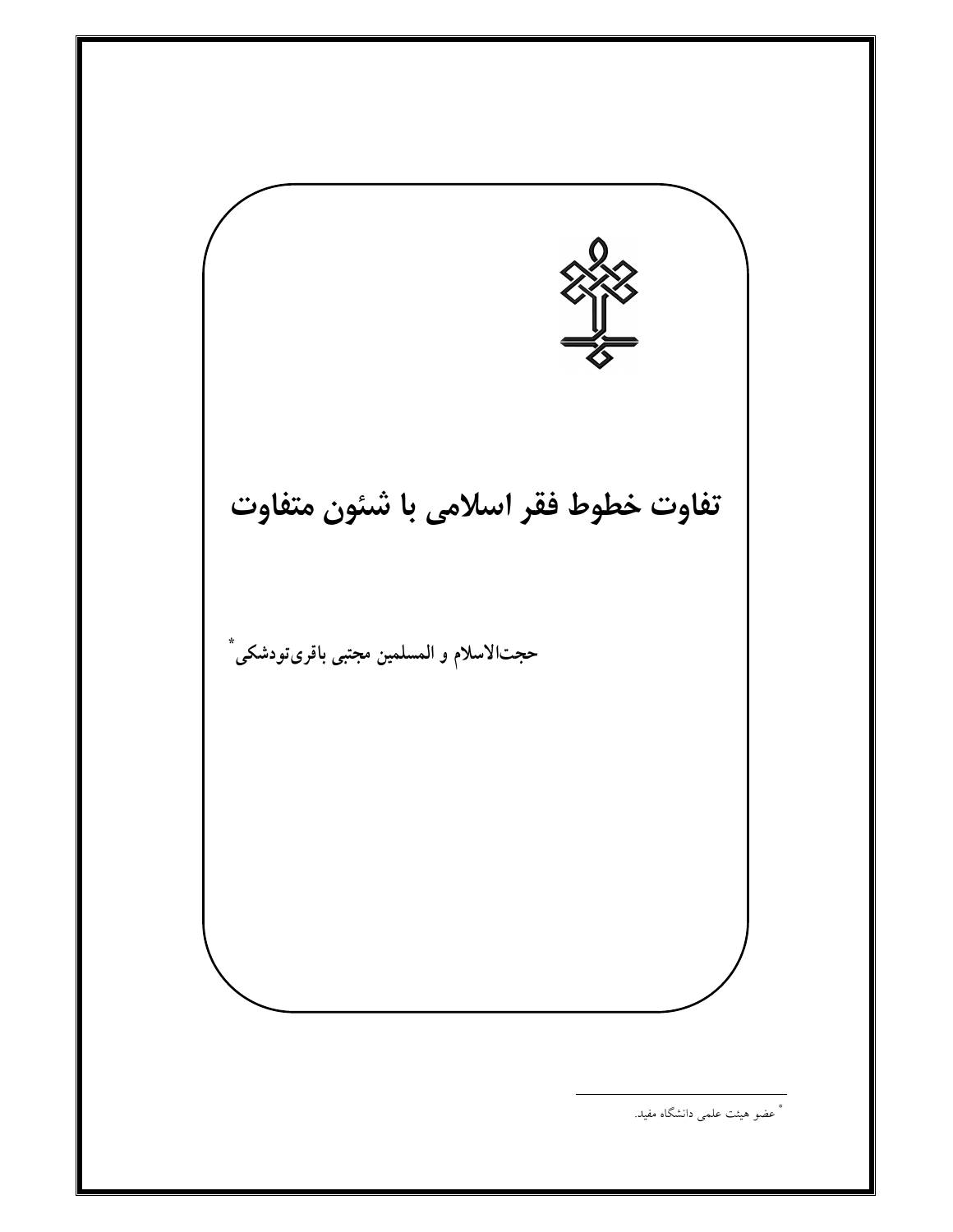# تفاوت خطوط فقر اسلامی با شئون متفاوت

حجت‌الاسلام و المسلمین مجتبی باقری‌تودشکی[*]

[*] عضو هیئت علمی دانشگاه مفید.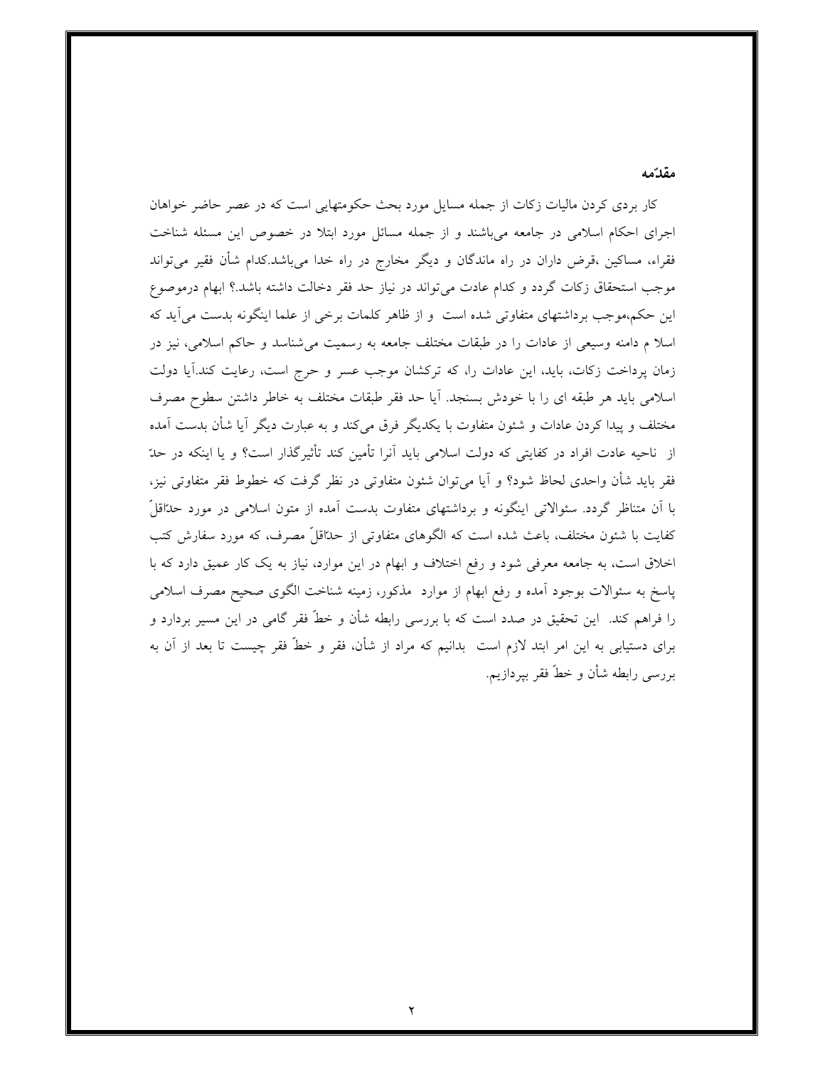## مقدّمه

کار بردی کردن مالیات زکات از جمله مسایل مورد بحث حکومتهایی است که در عصر حاضر خواهان اجرای احکام اسلامی در جامعه می‌باشند و از جمله مسائل مورد ابتلا در خصوص این مسئله شناخت فقراء، مساکین ،قرض داران در راه ماندگان و دیگر مخارج در راه خدا می‌باشد.کدام شأن فقیر می‌تواند موجب استحقاق زکات گردد و کدام عادت می‌تواند در نیاز حد فقر دخالت داشته باشد.؟ ابهام درموضوع این حکم،موجب برداشتهای متفاوتی شده است و از ظاهر کلمات برخی از علما اینگونه بدست می‌آید که اسلا م دامنه وسیعی از عادات را در طبقات مختلف جامعه به رسمیت می‌شناسد و حاکم اسلامی، نیز در زمان پرداخت زکات، باید، این عادات را، که ترکشان موجب عسر و حرج است، رعایت کند.آیا دولت اسلامی باید هر طبقه ای را با خودش بسنجد. آیا حد فقر طبقات مختلف به خاطر داشتن سطوح مصرف مختلف و پیدا کردن عادات و شئون متفاوت با یکدیگر فرق می‌کند و به عبارت دیگر آیا شأن بدست آمده از ناحیه عادت افراد در کفایتی که دولت اسلامی باید آنرا تأمین کند تأثیرگذار است؟ و یا اینکه در حدّ فقر باید شأن واحدی لحاظ شود؟ و آیا می‌توان شئون متفاوتی در نظر گرفت که خطوط فقر متفاوتی نیز، با آن متناظر گردد. سئوالاتی اینگونه و برداشتهای متفاوت بدست آمده از متون اسلامی در مورد حدّاقلّ کفایت با شئون مختلف، باعث شده است که الگوهای متفاوتی از حدّاقلّ مصرف، که مورد سفارش کتب اخلاق است، به جامعه معرفی شود و رفع اختلاف و ابهام در این موارد، نیاز به یک کار عمیق دارد که با پاسخ به سئوالات بوجود آمده و رفع ابهام از موارد مذکور، زمینه شناخت الگوی صحیح مصرف اسلامی را فراهم کند. این تحقیق در صدد است که با بررسی رابطه شأن و خطّ فقر گامی در این مسیر بردارد و برای دستیابی به این امر ابتد لازم است بدانیم که مراد از شأن، فقر و خطّ فقر چیست تا بعد از آن به بررسی رابطه شأن و خطّ فقر بپردازیم.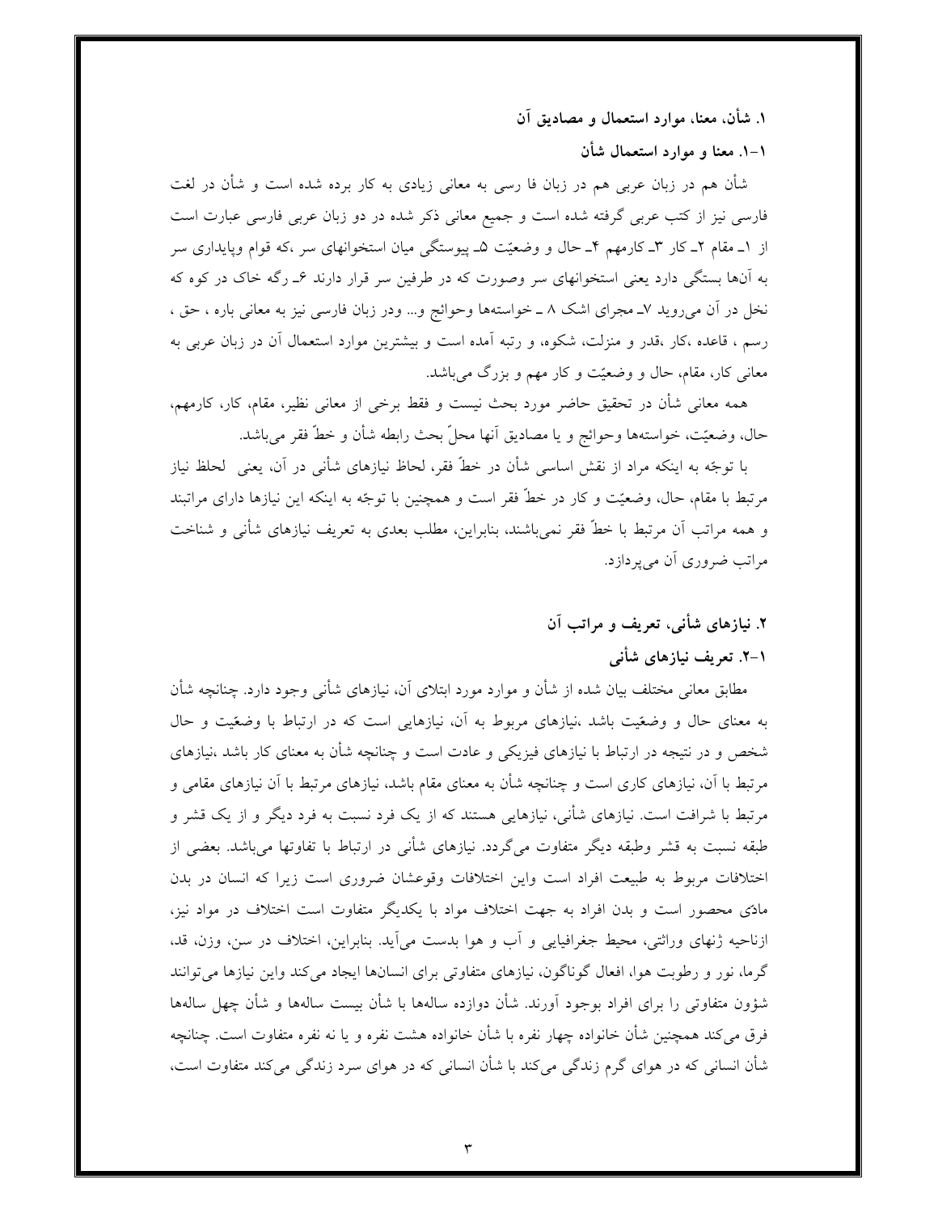### ۱. شأن، معنا، موارد استعمال و مصادیق آن

#### ۱-۱. معنا و موارد استعمال شأن

شأن هم در زبان عربی هم در زبان فا رسی به معانی زیادی به کار برده شده است و شأن در لغت فارسی نیز از کتب عربی گرفته شده است و جمیع معانی ذکر شده در دو زبان عربی فارسی عبارت است از ۱ـ مقام ۲ـ کار ۳ـ کارمهم ۴ـ حال و وضعیّت ۵ـ پیوستگی میان استخوانهای سر ،که قوام وپایداری سر به آن‌ها بستگی دارد یعنی استخوانهای سر وصورت که در طرفین سر قرار دارند ۶ـ رگه خاک در کوه که نخل در آن می‌روید ۷ـ مجرای اشک ۸ ـ خواسته‌ها وحوائج و... ودر زبان فارسی نیز به معانی باره ، حق ، رسم ، قاعده ،کار ،قدر و منزلت، شکوه، و رتبه آمده است و بیشترین موارد استعمال آن در زبان عربی به معانی کار، مقام، حال و وضعیّت و کار مهم و بزرگ می‌باشد.

همه معانی شأن در تحقیق حاضر مورد بحث نیست و فقط برخی از معانی نظیر، مقام، کار، کارمهم، حال، وضعیّت، خواسته‌ها وحوائج و یا مصادیق آنها محلّ بحث رابطه شأن و خطّ فقر می‌باشد.

با توجّه به اینکه مراد از نقش اساسی شأن در خطّ فقر، لحاظ نیازهای شأنی در آن، یعنی لحلظ نیاز مرتبط با مقام، حال، وضعیّت و کار در خطّ فقر است و همچنین با توجّه به اینکه این نیازها دارای مراتبند و همه مراتب آن مرتبط با خطّ فقر نمی‌باشند، بنابراین، مطلب بعدی به تعریف نیازهای شأنی و شناخت مراتب ضروری آن می‌پردازد.

### ۲. نیازهای شأنی، تعریف و مراتب آن

#### ۱-۲. تعریف نیازهای شأنی

مطابق معانی مختلف بیان شده از شأن و موارد مورد ابتلای آن، نیازهای شأنی وجود دارد. چنانچه شأن به معنای حال و وضعیّت باشد ،نیازهای مربوط به آن، نیازهایی است که در ارتباط با وضعیّت و حال شخص و در نتیجه در ارتباط با نیازهای فیزیکی و عادت است و چنانچه شأن به معنای کار باشد ،نیازهای مرتبط با آن، نیازهای کاری است و چنانچه شأن به معنای مقام باشد، نیازهای مرتبط با آن نیازهای مقامی و مرتبط با شرافت است. نیازهای شأنی، نیازهایی هستند که از یک فرد نسبت به فرد دیگر و از یک قشر و طبقه نسبت به قشر وطبقه دیگر متفاوت می‌گردد. نیازهای شأنی در ارتباط با تفاوتها می‌باشد. بعضی از اختلافات مربوط به طبیعت افراد است واین اختلافات وقوعشان ضروری است زیرا که انسان در بدن مادّی محصور است و بدن افراد به جهت اختلاف مواد با یکدیگر متفاوت است اختلاف در مواد نیز، ازناحیه ژنهای وراثتی، محیط جغرافیایی و آب و هوا بدست می‌آید. بنابراین، اختلاف در سن، وزن، قد، گرما، نور و رطوبت هوا، افعال گوناگون، نیازهای متفاوتی برای انسانها ایجاد می‌کند واین نیازها می‌توانند شؤون متفاوتی را برای افراد بوجود آورند. شأن دوازده ساله‌ها با شأن بیست ساله‌ها و شأن چهل ساله‌ها فرق می‌کند همچنین شأن خانواده چهار نفره با شأن خانواده هشت نفره و یا نه نفره متفاوت است. چنانچه شأن انسانی که در هوای گرم زندگی می‌کند با شأن انسانی که در هوای سرد زندگی می‌کند متفاوت است،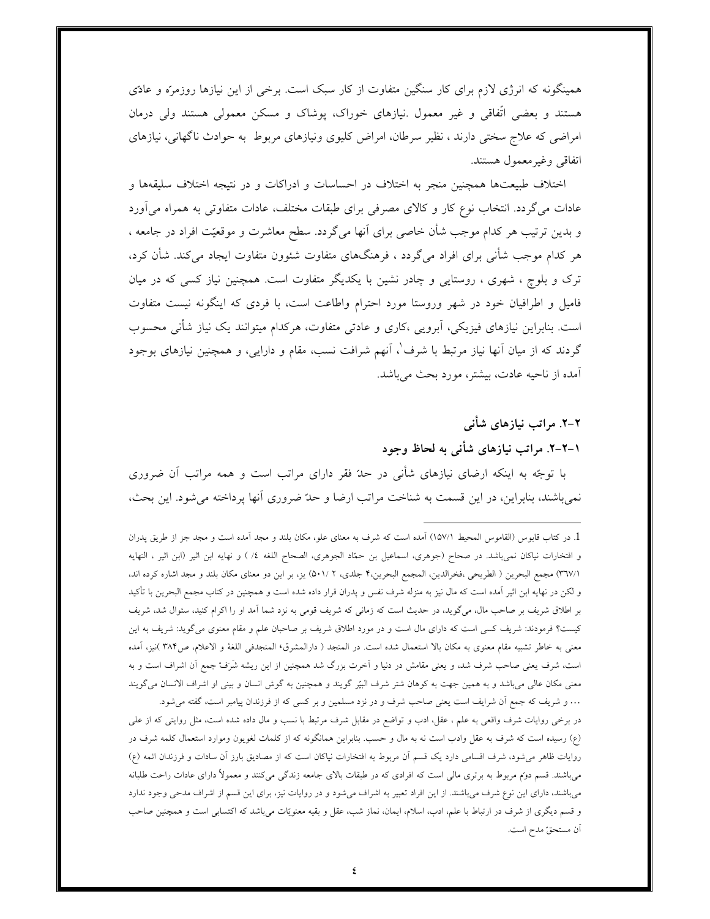همینگونه که انرژی لازم برای کار سنگین متفاوت از کار سبک است. برخی از این نیازها روزمرّه و عادّی هستند و بعضی اتّفاقی و غیر معمول .نیازهای خوراک، پوشاک و مسکن معمولی هستند ولی درمان امراضی که علاج سختی دارند ، نظیر سرطان، امراض کلیوی ونیازهای مربوط به حوادث ناگهانی، نیازهای اتفاقی وغیرمعمول هستند.

اختلاف طبیعت‌ها همچنین منجر به اختلاف در احساسات و ادراکات و در نتیجه اختلاف سلیقه‌ها و عادات می‌گردد. انتخاب نوع کار و کالای مصرفی برای طبقات مختلف، عادات متفاوتی به همراه می‌آورد و بدین ترتیب هر کدام موجب شأن خاصی برای آنها می‌گردد. سطح معاشرت و موقعیّت افراد در جامعه ، هر کدام موجب شأنی برای افراد می‌گردد ، فرهنگ‌های متفاوت شئوون متفاوت ایجاد می‌کند. شأن کرد، ترک و بلوچ ، شهری ، روستایی و چادر نشین با یکدیگر متفاوت است. همچنین نیاز کسی که در میان فامیل و اطرافیان خود در شهر وروستا مورد احترام واطاعت است، با فردی که اینگونه نیست متفاوت است. بنابراین نیازهای فیزیکی، آبرویی ،کاری و عادتی متفاوت، هرکدام میتوانند یک نیاز شأنی محسوب گردند که از میان آنها نیاز مرتبط با شرف[1]، آنهم شرافت نسب، مقام و دارایی، و همچنین نیازهای بوجود آمده از ناحیه عادت، بیشتر، مورد بحث می‌باشد.

## ۲-۲. مراتب نیازهای شأنی

### ۱-۲-۲. مراتب نیازهای شأنی به لحاظ وجود

با توجّه به اینکه ارضای نیازهای شأنی در حدّ فقر دارای مراتب است و همه مراتب آن ضروری نمی‌باشند، بنابراین، در این قسمت به شناخت مراتب ارضا و حدّ ضروری آنها پرداخته می‌شود. این بحث،

---

1. در کتاب قابوس (القاموس المحیط ۱۵۷/۱) آمده است که شرف به معنای علو، مکان بلند و مجد آمده است و مجد جز از طریق پدران و افتخارات نیاکان نمی‌باشد. در صحاح (جوهری، اسماعیل بن حمّاد الجوهری، الصحاح اللغه ٤/ ) و نهایه ابن اثیر (ابن اثیر ، النهایه ۳۶۷/۱) مجمع البحرین ( الطریحی ،فخرالدین، المجمع البحرین،۴ جلدی، ۲ /۵۰۱) یز، بر این دو معنای مکان بلند و مجد اشاره کرده اند، و لکن در نهایه ابن اثیر آمده است که مال نیز به منزله شرف نفس و پدران قرار داده شده است و همچنین در کتاب مجمع البحرین با تأکید بر اطلاق شریف بر صاحب مال، می‌گوید، در حدیث است که زمانی که شریف قومی به نزد شما آمد او را اکرام کنید، سئوال شد، شریف کیست؟ فرمودند: شریف کسی است که دارای مال است و در مورد اطلاق شریف بر صاحبان علم و مقام معنوی می‌گوید: شریف به این معنی به خاطر تشبیه مقام معنوی به مکان بالا استعمال شده است. در المنجد ( دارالمشرق؛ المنجدفی اللغة و الاعلام، ص۳۸۴ )نیز، آمده است، شرف یعنی صاحب شرف شد، و یعنی مقامش در دنیا و آخرت بزرگ شد همچنین از این ریشه شَرَفٌ جمع آن اشراف است و به معنی مکان عالی می‌باشد و به همین جهت به کوهان شتر شرف البَیر گویند و همچنین به گوش انسان و بینی او اشراف الانسان می‌گویند ... و شریف که جمع آن شرایف است یعنی صاحب شرف و در نزد مسلمین و بر کسی که از فرزندان پیامبر است، گفته می‌شود.

در برخی روایات شرف واقعی به علم ، عقل، ادب و تواضع در مقابل شرف مرتبط با نسب و مال داده شده است، مثل روایتی که از علی (ع) رسیده است که شرف به عقل وادب است نه به مال و حسب. بنابراین همانگونه که از کلمات لغویون وموارد استعمال کلمه شرف در روایات ظاهر می‌شود، شرف اقسامی دارد یک قسم آن مربوط به افتخارات نیاکان است که از مصادیق بارز آن سادات و فرزندان ائمه (ع) می‌باشند. قسم دوّم مربوط به برتری مالی است که افرادی که در طبقات بالای جامعه زندگی می‌کنند و معمولاً دارای عادات راحت طلبانه می‌باشند، دارای این نوع شرف می‌باشند. از این افراد تعبیر به اشراف می‌شود و در روایات نیز، برای این قسم از اشراف مدحی وجود ندارد و قسم دیگری از شرف در ارتباط با علم، ادب، اسلام، ایمان، نماز شب، عقل و بقیه معنویّات می‌باشد که اکتسابی است و همچنین صاحب آن مستحقّ مدح است.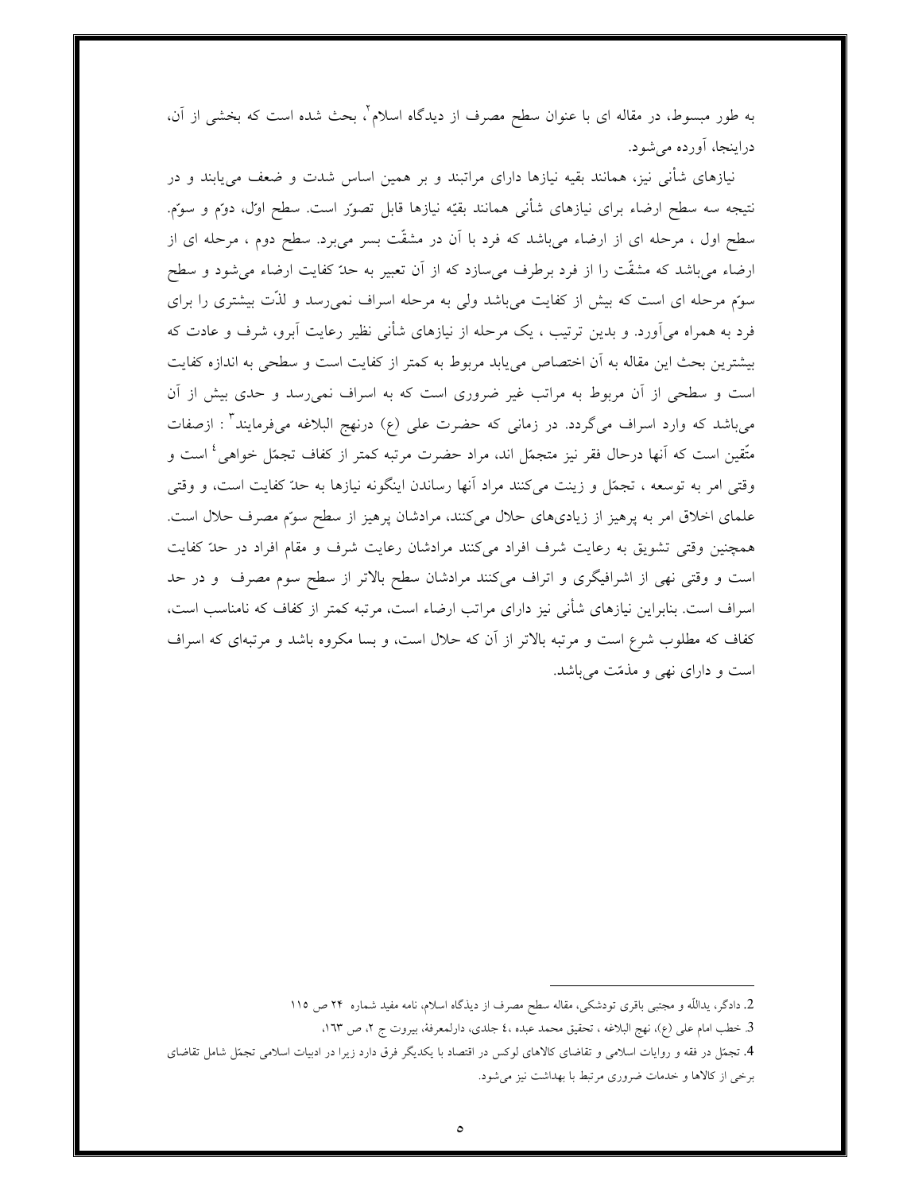به طور مبسوط، در مقاله ای با عنوان سطح مصرف از دیدگاه اسلام[2]، بحث شده است که بخشی از آن، دراینجا، آورده می‌شود.

نیازهای شأنی نیز، همانند بقیه نیازها دارای مراتبند و بر همین اساس شدت و ضعف می‌یابند و در نتیجه سه سطح ارضاء برای نیازهای شأنی همانند بقیّه نیازها قابل تصوّر است. سطح اوّل، دوّم و سوّم. سطح اول ، مرحله ای از ارضاء می‌باشد که فرد با آن در مشقّت بسر می‌برد. سطح دوم ، مرحله ای از ارضاء می‌باشد که مشقّت را از فرد برطرف می‌سازد که از آن تعبیر به حدّ کفایت ارضاء می‌شود و سطح سوّم مرحله ای است که بیش از کفایت می‌باشد ولی به مرحله اسراف نمی‌رسد و لذّت بیشتری را برای فرد به همراه می‌آورد. و بدین ترتیب ، یک مرحله از نیازهای شأنی نظیر رعایت آبرو، شرف و عادت که بیشترین بحث این مقاله به آن اختصاص می‌یابد مربوط به کمتر از کفایت است و سطحی به اندازه کفایت است و سطحی از آن مربوط به مراتب غیر ضروری است که به اسراف نمی‌رسد و حدی بیش از آن می‌باشد که وارد اسراف می‌گردد. در زمانی که حضرت علی (ع) درنهج البلاغه می‌فرمایند[3] : ازصفات متّقین است که آنها درحال فقر نیز متجمّل اند، مراد حضرت مرتبه کمتر از کفاف تجمّل خواهی[4] است و وقتی امر به توسعه ، تجمّل و زینت می‌کنند مراد آنها رساندن اینگونه نیازها به حدّ کفایت است، و وقتی علمای اخلاق امر به پرهیز از زیادی‌های حلال می‌کنند، مرادشان پرهیز از سطح سوّم مصرف حلال است. همچنین وقتی تشویق به رعایت شرف افراد و مقام افراد در حدّ کفایت است و وقتی نهی از اشرافیگری و اتراف می‌کنند مرادشان سطح بالاتر از سطح سوم مصرف و در حد اسراف است. بنابراین نیازهای شأنی نیز دارای مراتب ارضاء است، مرتبه کمتر از کفاف که نامناسب است، کفاف که مطلوب شرع است و مرتبه بالاتر از آن که حلال است، و بسا مکروه باشد و مرتبه‌ای که اسراف است و دارای نهی و مذمّت می‌باشد.

---

2. دادگر، یدالله و مجتبی باقری تودشکی، مقاله سطح مصرف از دیدگاه اسلام، نامه مفید شماره ۲۴ ص ۱۱۵

3. خطب امام علی (ع)، نهج البلاغه ، تحقیق محمد عبده ،٤ جلدی، دارلمعرفة، بیروت ج ۲، ص ١٦٣،

4. تجمّل در فقه و روایات اسلامی و تقاضای کالاهای لوکس در اقتصاد با یکدیگر فرق دارد زیرا در ادبیات اسلامی تجمّل شامل تقاضای برخی از کالاها و خدمات ضروری مرتبط با بهداشت نیز می‌شود.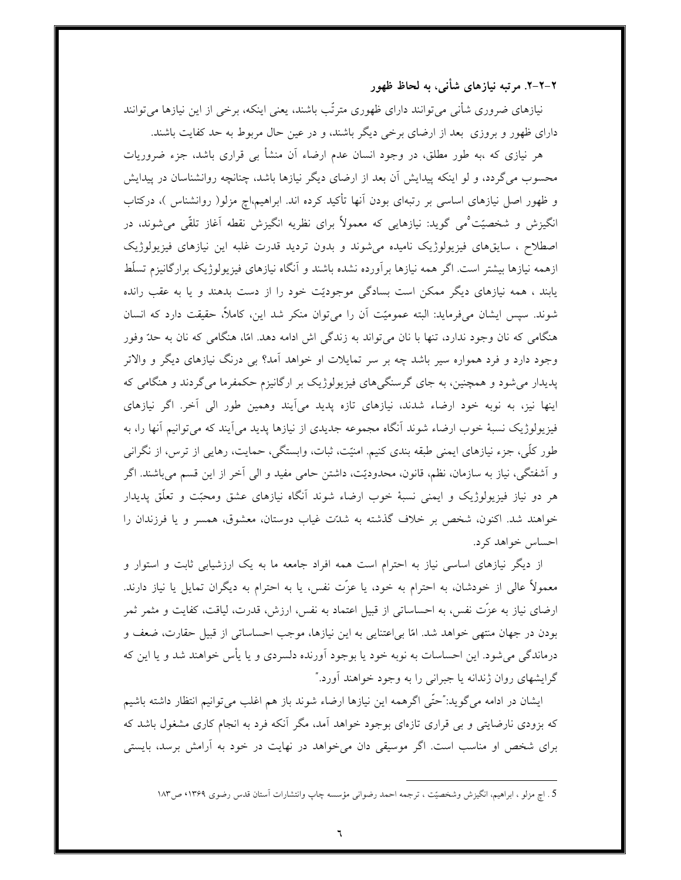### ۲-۲-۲. مرتبه نیازهای شأنی، به لحاظ ظهور

نیازهای ضروری شأنی می‌توانند دارای ظهوری مترتّب باشند، یعنی اینکه، برخی از این نیازها می‌توانند دارای ظهور و بروزی بعد از ارضای برخی دیگر باشند، و در عین حال مربوط به حد کفایت باشند.

هر نیازی که ،به طور مطلق، در وجود انسان عدم ارضاء آن منشأ بی قراری باشد، جزء ضروریات محسوب می‌گردد، و لو اینکه پیدایش آن بعد از ارضای دیگر نیازها باشد، چنانچه روانشناسان در پیدایش و ظهور اصل نیازهای اساسی بر رتبه‌ای بودن آنها تأکید کرده اند. ابراهیم،اچ مزلو( روانشناس )، درکتاب انگیزش و شخصیّت[5]می گوید: نیازهایی که معمولاً برای نظریه انگیزش نقطه آغاز تلقّی می‌شوند، در اصطلاح ، سایق‌های فیزیولوژیک نامیده می‌شوند و بدون تردید قدرت غلبه این نیازهای فیزیولوژیک ازهمه نیازها بیشتر است. اگر همه نیازها برآورده نشده باشند و آنگاه نیازهای فیزیولوژیک برارگانیزم تسلّط یابند ، همه نیازهای دیگر ممکن است بسادگی موجودیّت خود را از دست بدهند و یا به عقب رانده شوند. سپس ایشان می‌فرماید: البته عمومیّت آن را می‌توان منکر شد این، کاملاً، حقیقت دارد که انسان هنگامی که نان وجود ندارد، تنها با نان می‌تواند به زندگی اش ادامه دهد. امّا، هنگامی که نان به حدّ وفور وجود دارد و فرد همواره سیر باشد چه بر سر تمایلات او خواهد آمد؟ بی درنگ نیازهای دیگر و والاتر پدیدار می‌شود و همچنین، به جای گرسنگی‌های فیزیولوژیک بر ارگانیزم حکمفرما می‌گردند و هنگامی که اینها نیز، به نوبه خود ارضاء شدند، نیازهای تازه پدید می‌آیند وهمین طور الی آخر. اگر نیازهای فیزیولوژیک نسبهٔ خوب ارضاء شوند آنگاه مجموعه جدیدی از نیازها پدید می‌آیند که می‌توانیم آنها را، به طور کلّی، جزء نیازهای ایمنی طبقه بندی کنیم. امنیّت، ثبات، وابستگی، حمایت، رهایی از ترس، از نگرانی و آشفتگی، نیاز به سازمان، نظم، قانون، محدودیّت، داشتن حامی مفید و الی آخر از این قسم می‌باشند. اگر هر دو نیاز فیزیولوژیک و ایمنی نسبهٔ خوب ارضاء شوند آنگاه نیازهای عشق ومحبّت و تعلّق پدیدار خواهند شد. اکنون، شخص بر خلاف گذشته به شدّت غیاب دوستان، معشوق، همسر و یا فرزندان را احساس خواهد کرد.

از دیگر نیازهای اساسی نیاز به احترام است همه افراد جامعه ما به یک ارزشیابی ثابت و استوار و معمولاً عالی از خودشان، به احترام به خود، یا عزّت نفس، یا به احترام به دیگران تمایل یا نیاز دارند. ارضای نیاز به عزّت نفس، به احساساتی از قبیل اعتماد به نفس، ارزش، قدرت، لیاقت، کفایت و مثمر ثمر بودن در جهان منتهی خواهد شد. امّا بی‌اعتنایی به این نیازها، موجب احساساتی از قبیل حقارت، ضعف و درماندگی می‌شود. این احساسات به نوبه خود یا بوجود آورنده دلسردی و یا یأس خواهند شد و یا این که گرایشهای روان ژندانه یا جبرانی را به وجود خواهند آورد."

ایشان در ادامه می‌گوید:"حتّی اگرهمه این نیازها ارضاء شوند باز هم اغلب می‌توانیم انتظار داشته باشیم که بزودی نارضایتی و بی قراری تازه‌ای بوجود خواهد آمد، مگر آنکه فرد به انجام کاری مشغول باشد که برای شخص او مناسب است. اگر موسیقی دان می‌خواهد در نهایت در خود به آرامش برسد، بایستی

---

5. اچ مزلو ، ابراهیم، انگیزش وشخصیّت ، ترجمه احمد رضوانی مؤسسه چاپ وانتشارات آستان قدس رضوی ۱۳۶۹، ص۱۸۳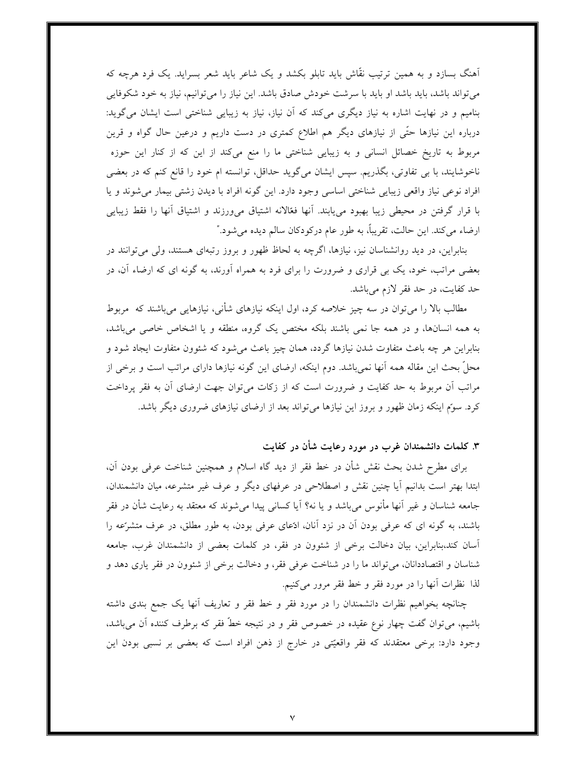آهنگ بسازد و به همین ترتیب نقّاش باید تابلو بکشد و یک شاعر باید شعر بسراید. یک فرد هرچه که می‌تواند باشد، باید باشد او باید با سرشت خودش صادق باشد. این نیاز را می‌توانیم، نیاز به خود شکوفایی بنامیم و در نهایت اشاره به نیاز دیگری می‌کند که آن نیاز، نیاز به زیبایی شناختی است ایشان می‌گوید: درباره این نیازها حتّی از نیازهای دیگر هم اطلاع کمتری در دست داریم و درعین حال گواه و قرین مربوط به تاریخ خصائل انسانی و به زیبایی شناختی ما را منع می‌کند از این که از کنار این حوزه ناخوشایند، با بی تفاوتی، بگذریم. سپس ایشان می‌گوید حداقل، توانسته ام خود را قانع کنم که در بعضی افراد نوعی نیاز واقعی زیبایی شناختی اساسی وجود دارد. این گونه افراد با دیدن زشتی بیمار می‌شوند و یا با قرار گرفتن در محیطی زیبا بهبود می‌یابند. آنها فعّالانه اشتیاق می‌ورزند و اشتیاق آنها را فقط زیبایی ارضاء می‌کند. این حالت، تقریباً، به طور عام درکودکان سالم دیده می‌شود."

بنابراین، در دید روانشناسان نیز، نیازها، اگرچه به لحاظ ظهور و بروز رتبه‌ای هستند، ولی می‌توانند در بعضی مراتب، خود، یک بی قراری و ضرورت را برای فرد به همراه آورند، به گونه ای که ارضاء آن، در حد کفایت، در حد فقر لازم می‌باشد.

مطالب بالا را می‌توان در سه چیز خلاصه کرد، اول اینکه نیازهای شأنی، نیازهایی می‌باشند که مربوط به همه انسان‌ها، و در همه جا نمی باشند بلکه مختص یک گروه، منطقه و یا اشخاص خاصی می‌باشد، بنابراین هر چه باعث متفاوت شدن نیازها گردد، همان چیز باعث می‌شود که شئوون متفاوت ایجاد شود و محلّ بحث این مقاله همه آنها نمی‌باشد. دوم اینکه، ارضای این گونه نیازها دارای مراتب است و برخی از مراتب آن مربوط به حد کفایت و ضرورت است که از زکات می‌توان جهت ارضای آن به فقر پرداخت کرد. سوّم اینکه زمان ظهور و بروز این نیازها می‌تواند بعد از ارضای نیازهای ضروری دیگر باشد.

### ۳. کلمات دانشمندان غرب در مورد رعایت شأن در کفایت

برای مطرح شدن بحث نقش شأن در خط فقر از دید گاه اسلام و همچنین شناخت عرفی بودن آن، ابتدا بهتر است بدانیم آیا چنین نقش و اصطلاحی در عرفهای دیگر و عرف غیر متشرعه، میان دانشمندان، جامعه شناسان و غیر آنها مأنوس می‌باشد و یا نه؟ آیا کسانی پیدا می‌شوند که معتقد به رعایت شأن در فقر باشند، به گونه ای که عرفی بودن آن در نزد آنان، ادّعای عرفی بودن، به طور مطلق، در عرف متشرّعه را آسان کند،بنابراین، بیان دخالت برخی از شئوون در فقر، در کلمات بعضی از دانشمندان غرب، جامعه شناسان و اقتصاددانان، می‌تواند ما را در شناخت عرفی فقر، و دخالت برخی از شئوون در فقر یاری دهد و لذا نظرات آنها را در مورد فقر و خط فقر مرور می‌کنیم.

چنانچه بخواهیم نظرات دانشمندان را در مورد فقر و خط فقر و تعاریف آنها یک جمع بندی داشته باشیم، می‌توان گفت چهار نوع عقیده در خصوص فقر و در نتیجه خطّ فقر که برطرف کننده آن می‌باشد، وجود دارد: برخی معتقدند که فقر واقعیّتی در خارج از ذهن افراد است که بعضی بر نسبی بودن این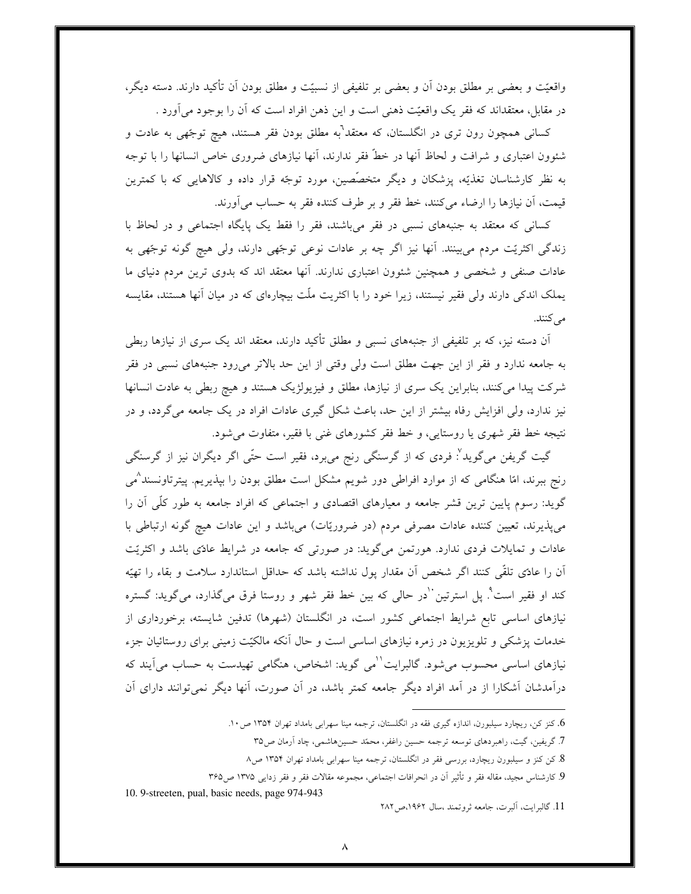واقعیّت و بعضی بر مطلق بودن آن و بعضی بر تلفیقی از نسبیّت و مطلق بودن آن تأکید دارند. دسته دیگر، در مقابل، معتقداند که فقر یک واقعیّت ذهنی است و این ذهن افراد است که آن را بوجود می‌آورد .

کسانی همچون رون تری در انگلستان، که معتقد[6] به مطلق بودن فقر هستند، هیچ توجّهی به عادت و شئوون اعتباری و شرافت و لحاظ آنها در خطّ فقر ندارند، آنها نیازهای ضروری خاص انسانها را با توجه به نظر کارشناسان تغذیّه، پزشکان و دیگر متخصّصین، مورد توجّه قرار داده و کالاهایی که با کمترین قیمت، آن نیازها را ارضاء می‌کنند، خط فقر و بر طرف کننده فقر به حساب می‌آورند.

کسانی که معتقد به جنبه‌های نسبی در فقر می‌باشند، فقر را فقط یک پایگاه اجتماعی و در لحاظ با زندگی اکثریّت مردم می‌بینند. آنها نیز اگر چه بر عادات نوعی توجّهی دارند، ولی هیچ گونه توجّهی به عادات صنفی و شخصی و همچنین شئوون اعتباری ندارند. آنها معتقد اند که بدوی ترین مردم دنیای ما یملک اندکی دارند ولی فقیر نیستند، زیرا خود را با اکثریت ملّت بیچاره‌ای که در میان آنها هستند، مقایسه می‌کنند.

آن دسته نیز، که بر تلفیقی از جنبه‌های نسبی و مطلق تأکید دارند، معتقد اند یک سری از نیازها ربطی به جامعه ندارد و فقر از این جهت مطلق است ولی وقتی از این حد بالاتر می‌رود جنبه‌های نسبی در فقر شرکت پیدا می‌کنند، بنابراین یک سری از نیازها، مطلق و فیزیولژیک هستند و هیچ ربطی به عادت انسانها نیز ندارد، ولی افزایش رفاه بیشتر از این حد، باعث شکل گیری عادات افراد در یک جامعه می‌گردد، و در نتیجه خط فقر شهری یا روستایی، و خط فقر کشورهای غنی با فقیر، متفاوت می‌شود.

گیت گریفن می‌گوید[7]: فردی که از گرسنگی رنج می‌برد، فقیر است حتّی اگر دیگران نیز از گرسنگی رنج ببرند، امّا هنگامی که از موارد افراطی دور شویم مشکل است مطلق بودن را بپذیریم. پیترتاونسند[8] می گوید: رسوم پایین ترین قشر جامعه و معیارهای اقتصادی و اجتماعی که افراد جامعه به طور کلّی آن را می‌پذیرند، تعیین کننده عادات مصرفی مردم (در ضروریّات) می‌باشد و این عادات هیچ گونه ارتباطی با عادات و تمایلات فردی ندارد. هورتمن می‌گوید: در صورتی که جامعه در شرایط عادّی باشد و اکثریّت آن را عادّی تلقّی کنند اگر شخص آن مقدار پول نداشته باشد که حداقل استاندارد سلامت و بقاء را تهیّه کند او فقیر است[9]. پل استرتین[10] در حالی که بین خط فقر شهر و روستا فرق می‌گذارد، می‌گوید: گستره نیازهای اساسی تابع شرایط اجتماعی کشور است، در انگلستان (شهرها) تدفین شایسته، برخورداری از خدمات پزشکی و تلویزیون در زمره نیازهای اساسی است و حال آنکه مالکیّت زمینی برای روستائیان جزء نیازهای اساسی محسوب می‌شود. گالبرایت[11] می گوید: اشخاص، هنگامی تهیدست به حساب می‌آیند که درآمدشان آشکارا از در آمد افراد دیگر جامعه کمتر باشد، در آن صورت، آنها دیگر نمی‌توانند دارای آن

---

6. کنز کن، ریچارد سیلبورن، اندازه گیری فقه در انگلستان، ترجمه مینا سهرابی بامداد تهران ۱۳۵۴ ص۱۰.

7. گریفین، گیت، راهبردهای توسعه ترجمه حسین راغفر، محمّد حسین‌هاشمی، چاد آرمان ص۳۵

8. کن کنز و سیلبورن ریچارد، بررسی فقر در انگلستان، ترجمه مینا سهرابی بامداد تهران ۱۳۵۴ ص۸

9. کارشناس مجید، مقاله فقر و تأثیر آن در انحرافات اجتماعی، مجموعه مقالات فقر و فقر زدایی ۱۳۷۵ ص۳۶۵

10. 9-streeten, pual, basic needs, page 974-943

11. گالبرایت، آلبرت، جامعه ثروتمند ،سال ۱۹۶۲،ص۲۸۲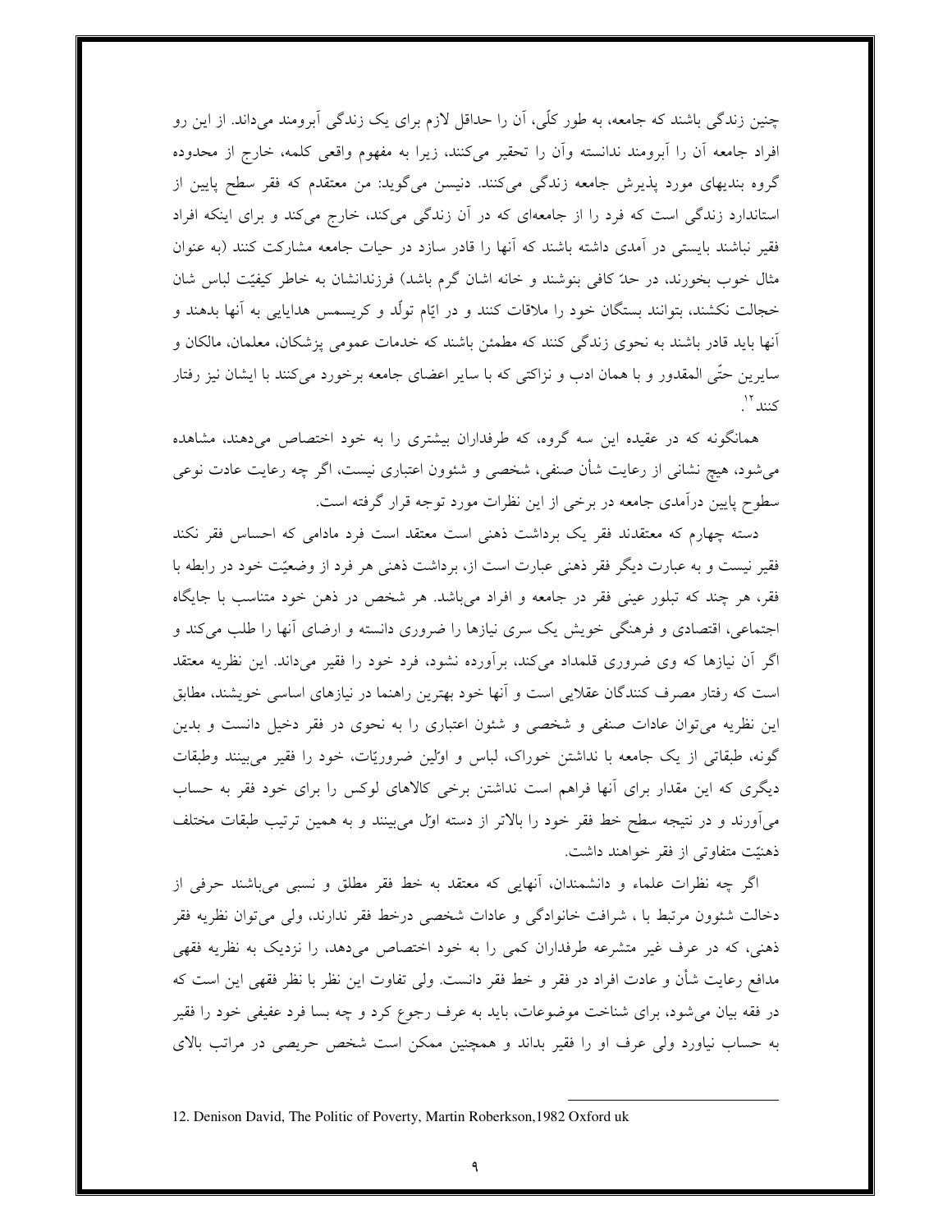چنین زندگی باشند که جامعه، به طور کلّی، آن را حداقل لازم برای یک زندگی آبرومند می‌داند. از این رو افراد جامعه آن را آبرومند ندانسته وآن را تحقیر می‌کنند، زیرا به مفهوم واقعی کلمه، خارج از محدوده گروه بندیهای مورد پذیرش جامعه زندگی می‌کنند. دنیسن می‌گوید: من معتقدم که فقر سطح پایین از استاندارد زندگی است که فرد را از جامعه‌ای که در آن زندگی می‌کند، خارج می‌کند و برای اینکه افراد فقیر نباشند بایستی در آمدی داشته باشند که آنها را قادر سازد در حیات جامعه مشارکت کنند (به عنوان مثال خوب بخورند، در حدّ کافی بنوشند و خانه اشان گرم باشد) فرزندانشان به خاطر کیفیّت لباس شان خجالت نکشند، بتوانند بستگان خود را ملاقات کنند و در ایّام تولّد و کریسمس هدایایی به آنها بدهند و آنها باید قادر باشند به نحوی زندگی کنند که مطمئن باشند که خدمات عمومی پزشکان، معلمان، مالکان و سایرین حتّی المقدور و با همان ادب و نزاکتی که با سایر اعضای جامعه برخورد می‌کنند با ایشان نیز رفتار کنند[12].

همانگونه که در عقیده این سه گروه، که طرفداران بیشتری را به خود اختصاص می‌دهند، مشاهده می‌شود، هیچ نشانی از رعایت شأن صنفی، شخصی و شئون اعتباری نیست، اگر چه رعایت عادت نوعی سطوح پایین درآمدی جامعه در برخی از این نظرات مورد توجه قرار گرفته است.

دسته چهارم که معتقدند فقر یک برداشت ذهنی است معتقد است فرد مادامی که احساس فقر نکند فقیر نیست و به عبارت دیگر فقر ذهنی عبارت است از، برداشت ذهنی هر فرد از وضعیّت خود در رابطه با فقر، هر چند که تبلور عینی فقر در جامعه و افراد می‌باشد. هر شخص در ذهن خود متناسب با جایگاه اجتماعی، اقتصادی و فرهنگی خویش یک سری نیازها را ضروری دانسته و ارضای آنها را طلب می‌کند و اگر آن نیازها که وی ضروری قلمداد می‌کند، برآورده نشود، فرد خود را فقیر می‌داند. این نظریه معتقد است که رفتار مصرف کنندگان عقلایی است و آنها خود بهترین راهنما در نیازهای اساسی خویشند، مطابق این نظریه می‌توان عادات صنفی و شخصی و شئون اعتباری را به نحوی در فقر دخیل دانست و بدین گونه، طبقاتی از یک جامعه با نداشتن خوراک، لباس و اوّلین ضروریّات، خود را فقیر می‌بینند وطبقات دیگری که این مقدار برای آنها فراهم است نداشتن برخی کالاهای لوکس را برای خود فقر به حساب می‌آورند و در نتیجه سطح خط فقر خود را بالاتر از دسته اوّل می‌بینند و به همین ترتیب طبقات مختلف ذهنیّت متفاوتی از فقر خواهند داشت.

اگر چه نظرات علماء و دانشمندان، آنهایی که معتقد به خط فقر مطلق و نسبی می‌باشند حرفی از دخالت شئون مرتبط با ، شرافت خانوادگی و عادات شخصی درخط فقر ندارند، ولی می‌توان نظریه فقر ذهنی، که در عرف غیر متشرعه طرفداران کمی را به خود اختصاص می‌دهد، را نزدیک به نظریه فقهی مدافع رعایت شأن و عادت افراد در فقر و خط فقر دانست. ولی تفاوت این نظر با نظر فقهی این است که در فقه بیان می‌شود، برای شناخت موضوعات، باید به عرف رجوع کرد و چه بسا فرد عفیفی خود را فقیر به حساب نیاورد ولی عرف او را فقیر بداند و همچنین ممکن است شخص حریصی در مراتب بالای

---

12. Denison David, The Politic of Poverty, Martin Roberkson,1982 Oxford uk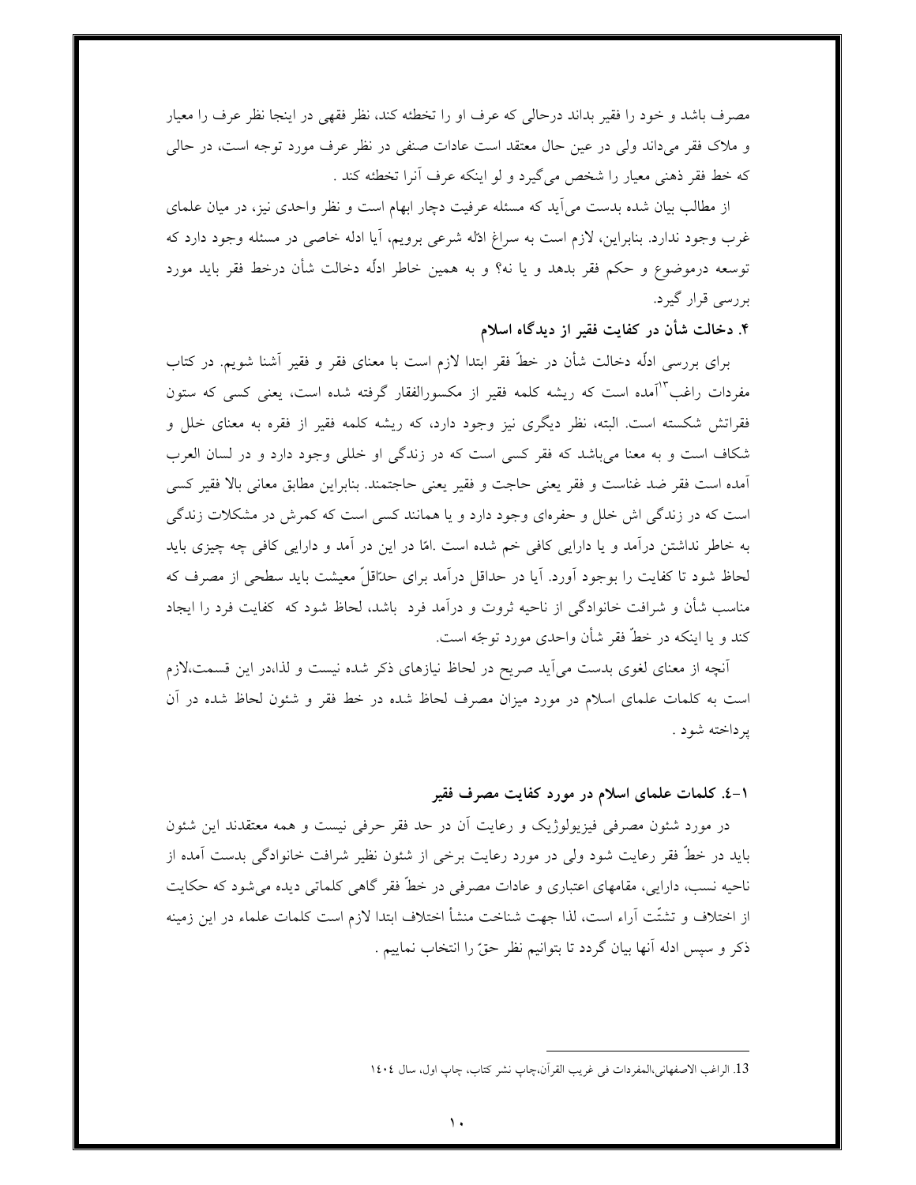مصرف باشد و خود را فقیر بداند درحالی که عرف او را تخطئه کند، نظر فقهی در اینجا نظر عرف را معیار و ملاک فقر می‌داند ولی در عین حال معتقد است عادات صنفی در نظر عرف مورد توجه است، در حالی که خط فقر ذهنی معیار را شخص می‌گیرد و لو اینکه عرف آنرا تخطئه کند .

از مطالب بیان شده بدست می‌آید که مسئله عرفیت دچار ابهام است و نظر واحدی نیز، در میان علمای غرب وجود ندارد. بنابراین، لازم است به سراغ ادلّه شرعی برویم، آیا ادله خاصی در مسئله وجود دارد که توسعه درموضوع و حکم فقر بدهد و یا نه؟ و به همین خاطر ادلّه دخالت شأن درخط فقر باید مورد بررسی قرار گیرد.

### ۴. دخالت شأن در کفایت فقیر از دیدگاه اسلام

برای بررسی ادلّه دخالت شأن در خطّ فقر ابتدا لازم است با معنای فقر و فقیر آشنا شویم. در کتاب مفردات راغب[13] آمده است که ریشه کلمه فقیر از مکسورالفقار گرفته شده است، یعنی کسی که ستون فقراتش شکسته است. البته، نظر دیگری نیز وجود دارد، که ریشه کلمه فقیر از فقره به معنای خلل و شکاف است و به معنا می‌باشد که فقر کسی است که در زندگی او خللی وجود دارد و در لسان العرب آمده است فقر ضد غناست و فقر یعنی حاجت و فقیر یعنی حاجتمند. بنابراین مطابق معانی بالا فقیر کسی است که در زندگی اش خلل و حفره‌ای وجود دارد و یا همانند کسی است که کمرش در مشکلات زندگی به خاطر نداشتن درآمد و یا دارایی کافی خم شده است .امّا در این در آمد و دارایی کافی چه چیزی باید لحاظ شود تا کفایت را بوجود آورد. آیا در حداقل درآمد برای حدّاقلّ معیشت باید سطحی از مصرف که مناسب شأن و شرافت خانوادگی از ناحیه ثروت و درآمد فرد  باشد، لحاظ شود که  کفایت فرد را ایجاد کند و یا اینکه در خطّ فقر شأن واحدی مورد توجّه است.

آنچه از معنای لغوی بدست می‌آید صریح در لحاظ نیازهای ذکر شده نیست و لذا،در این قسمت،لازم است به کلمات علمای اسلام در مورد میزان مصرف لحاظ شده در خط فقر و شئون لحاظ شده در آن پرداخته شود .

#### ۱-٤. کلمات علمای اسلام در مورد کفایت مصرف فقیر

در مورد شئون مصرفی فیزیولوژیک و رعایت آن در حد فقر حرفی نیست و همه معتقدند این شئون باید در خطّ فقر رعایت شود ولی در مورد رعایت برخی از شئون نظیر شرافت خانوادگی بدست آمده از ناحیه نسب، دارایی، مقامهای اعتباری و عادات مصرفی در خطّ فقر گاهی کلماتی دیده می‌شود که حکایت از اختلاف و تشتّت آراء است، لذا جهت شناخت منشأ اختلاف ابتدا لازم است کلمات علماء در این زمینه ذکر و سپس ادله آنها بیان گردد تا بتوانیم نظر حقّ را انتخاب نماییم .

---

13. الراغب الاصفهانی،المفردات فی غریب القرآن،چاپ نشر کتاب، چاپ اول، سال ١٤٠٤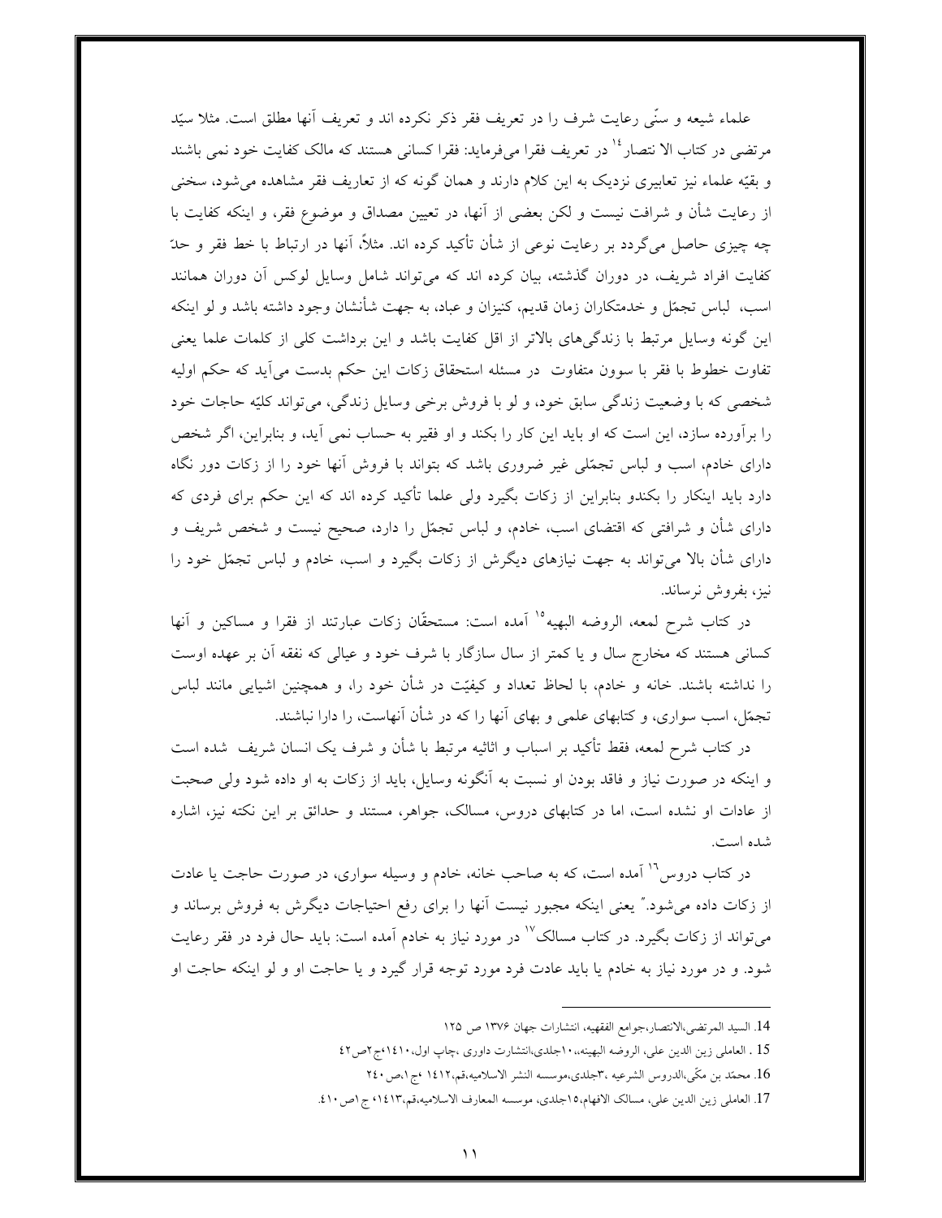علماء شیعه و سنّی رعایت شرف را در تعریف فقر ذکر نکرده اند و تعریف آنها مطلق است. مثلا سیّد مرتضی در کتاب الا نتصار[14] در تعریف فقرا می‌فرماید: فقرا کسانی هستند که مالک کفایت خود نمی باشند و بقیّه علماء نیز تعابیری نزدیک به این کلام دارند و همان گونه که از تعاریف فقر مشاهده می‌شود، سخنی از رعایت شأن و شرافت نیست و لکن بعضی از آنها، در تعیین مصداق و موضوع فقر، و اینکه کفایت با چه چیزی حاصل می‌گردد بر رعایت نوعی از شأن تأکید کرده اند. مثلاً، آنها در ارتباط با خط فقر و حدّ کفایت افراد شریف، در دوران گذشته، بیان کرده اند که می‌تواند شامل وسایل لوکس آن دوران همانند اسب، لباس تجمّل و خدمتکاران زمان قدیم، کنیزان و عباد، به جهت شأنشان وجود داشته باشد و لو اینکه این گونه وسایل مرتبط با زندگی‌های بالاتر از اقل کفایت باشد و این برداشت کلی از کلمات علما یعنی تفاوت خطوط با فقر با سوون متفاوت در مسئله استحقاق زکات این حکم بدست می‌آید که حکم اولیه شخصی که با وضعیت زندگی سابق خود، و لو با فروش برخی وسایل زندگی، می‌تواند کلیّه حاجات خود را برآورده سازد، این است که او باید این کار را بکند و او فقیر به حساب نمی آید، و بنابراین، اگر شخص دارای خادم، اسب و لباس تجمّلی غیر ضروری باشد که بتواند با فروش آنها خود را از زکات دور نگاه دارد باید اینکار را بکندو بنابراین از زکات بگیرد ولی علما تأکید کرده اند که این حکم برای فردی که دارای شأن و شرافتی که اقتضای اسب، خادم، و لباس تجمّل را دارد، صحیح نیست و شخص شریف و دارای شأن بالا می‌تواند به جهت نیازهای دیگرش از زکات بگیرد و اسب، خادم و لباس تجمّل خود را نیز، بفروش نرساند.

در کتاب شرح لمعه، الروضه البهیه[15] آمده است: مستحقّان زکات عبارتند از فقرا و مساکین و آنها کسانی هستند که مخارج سال و یا کمتر از سال سازگار با شرف خود و عیالی که نفقه آن بر عهده اوست را نداشته باشند. خانه و خادم، با لحاظ تعداد و کیفیّت در شأن خود را، و همچنین اشیایی مانند لباس تجمّل، اسب سواری، و کتابهای علمی و بهای آنها را که در شأن آنهاست، را دارا نباشند.

در کتاب شرح لمعه، فقط تأکید بر اسباب و اثاثیه مرتبط با شأن و شرف یک انسان شریف شده است و اینکه در صورت نیاز و فاقد بودن او نسبت به آنگونه وسایل، باید از زکات به او داده شود ولی صحبت از عادات او نشده است، اما در کتابهای دروس، مسالک، جواهر، مستند و حدائق بر این نکته نیز، اشاره شده است.

در کتاب دروس[16] آمده است، که به صاحب خانه، خادم و وسیله سواری، در صورت حاجت یا عادت از زکات داده می‌شود." یعنی اینکه مجبور نیست آنها را برای رفع احتیاجات دیگرش به فروش برساند و می‌تواند از زکات بگیرد. در کتاب مسالک[17] در مورد نیاز به خادم آمده است: باید حال فرد در فقر رعایت شود. و در مورد نیاز به خادم یا باید عادت فرد مورد توجه قرار گیرد و یا حاجت او و لو اینکه حاجت او

---

14. السید المرتضی،الانتصار،جوامع الفقهیه، انتشارات جهان ۱۳۷۶ ص ۱۲۵

15 . العاملی زین الدین علی، الروضه البهینه،،۱۰جلدی،انتشارت داوری ،چاپ اول،۱۴۱۰ق،ج۲ص۴۲

16. محمّد بن مکّی،الدروس الشرعیه ،۳جلدی،موسسه النشر الاسلامیه،قم،۱۴۱۲ ،ج۱،ص۲۴۰

17. العاملی زین الدین علی، مسالک الافهام،۱۵جلدی، موسسه المعارف الاسلامیه،قم،۱۴۱۳، ج۱ص۴۱۰.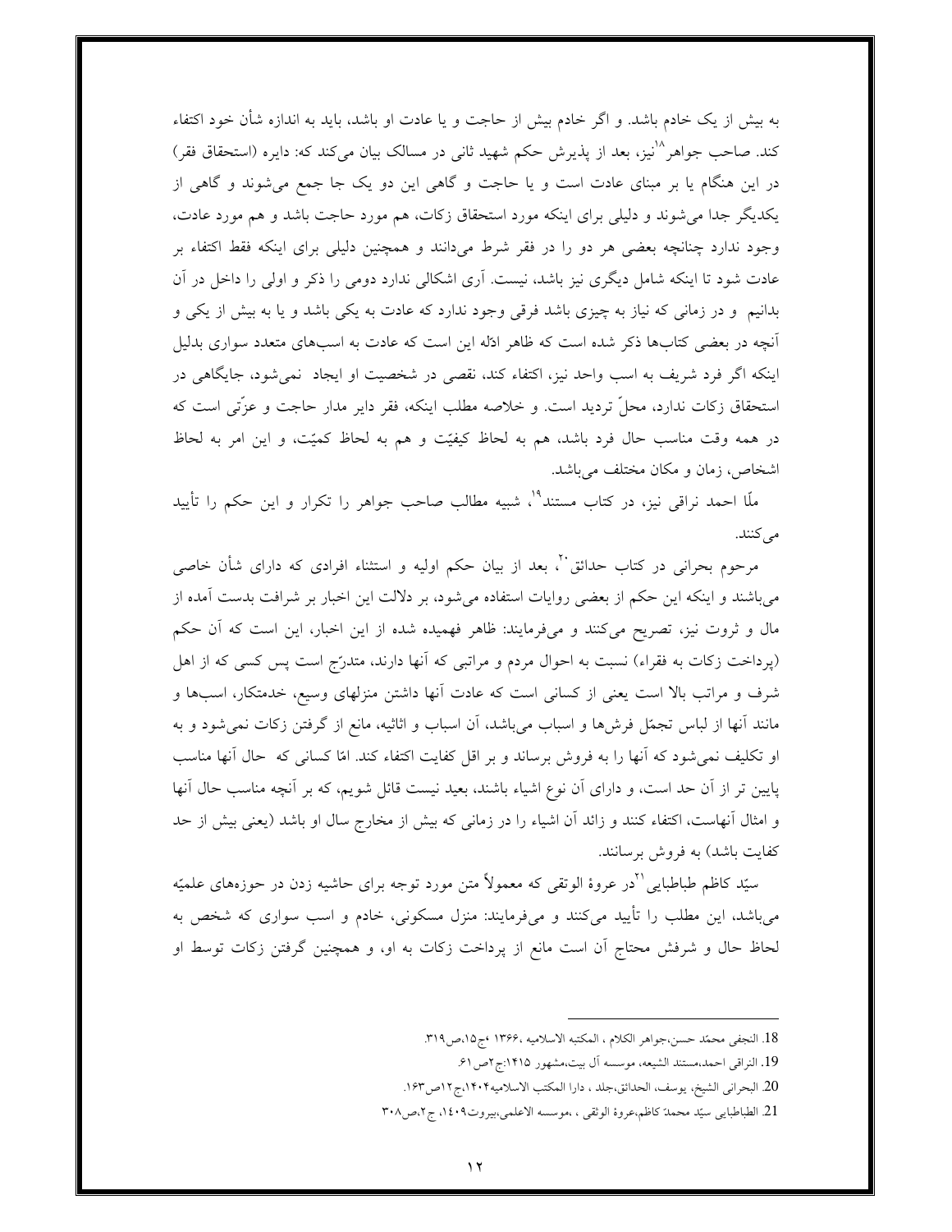به بیش از یک خادم باشد. و اگر خادم بیش از حاجت و یا عادت او باشد، باید به اندازه شأن خود اکتفاء کند. صاحب جواهر[18]نیز، بعد از پذیرش حکم شهید ثانی در مسالک بیان می‌کند که: دایره (استحقاق فقر) در این هنگام یا بر مبنای عادت است و یا حاجت و گاهی این دو یک جا جمع می‌شوند و گاهی از یکدیگر جدا می‌شوند و دلیلی برای اینکه مورد استحقاق زکات، هم مورد حاجت باشد و هم مورد عادت، وجود ندارد چنانچه بعضی هر دو را در فقر شرط می‌دانند و همچنین دلیلی برای اینکه فقط اکتفاء بر عادت شود تا اینکه شامل دیگری نیز باشد، نیست. آری اشکالی ندارد دومی را ذکر و اولی را داخل در آن بدانیم و در زمانی که نیاز به چیزی باشد فرقی وجود ندارد که عادت به یکی باشد و یا به بیش از یکی و آنچه در بعضی کتاب‌ها ذکر شده است که ظاهر ادلّه این است که عادت به اسب‌های متعدد سواری بدلیل اینکه اگر فرد شریف به اسب واحد نیز، اکتفاء کند، نقصی در شخصیت او ایجاد نمی‌شود، جایگاهی در استحقاق زکات ندارد، محلّ تردید است. و خلاصه مطلب اینکه، فقر دایر مدار حاجت و عزّتی است که در همه وقت مناسب حال فرد باشد، هم به لحاظ کیفیّت و هم به لحاظ کمیّت، و این امر به لحاظ اشخاص، زمان و مکان مختلف می‌باشد.

ملّا احمد نراقی نیز، در کتاب مستند[19]، شبیه مطالب صاحب جواهر را تکرار و این حکم را تأیید می‌کنند.

مرحوم بحرانی در کتاب حدائق[20]، بعد از بیان حکم اولیه و استثناء افرادی که دارای شأن خاصی می‌باشند و اینکه این حکم از بعضی روایات استفاده می‌شود، بر دلالت این اخبار بر شرافت بدست آمده از مال و ثروت نیز، تصریح می‌کنند و می‌فرمایند: ظاهر فهمیده شده از این اخبار، این است که آن حکم (پرداخت زکات به فقراء) نسبت به احوال مردم و مراتبی که آنها دارند، متدرّج است پس کسی که از اهل شرف و مراتب بالا است یعنی از کسانی است که عادت آنها داشتن منزلهای وسیع، خدمتکار، اسب‌ها و مانند آنها از لباس تجمّل فرش‌ها و اسباب می‌باشد، آن اسباب و اثاثیه، مانع از گرفتن زکات نمی‌شود و به او تکلیف نمی‌شود که آنها را به فروش برساند و بر اقل کفایت اکتفاء کند. امّا کسانی که حال آنها مناسب پایین تر از آن حد است، و دارای آن نوع اشیاء باشند، بعید نیست قائل شویم، که بر آنچه مناسب حال آنها و امثال آنهاست، اکتفاء کنند و زائد آن اشیاء را در زمانی که بیش از مخارج سال او باشد (یعنی بیش از حد کفایت باشد) به فروش برسانند.

سیّد کاظم طباطبایی[21]در عروة الوثقی که معمولاً متن مورد توجه برای حاشیه زدن در حوزه‌های علمیّه می‌باشد، این مطلب را تأیید می‌کنند و می‌فرمایند: منزل مسکونی، خادم و اسب سواری که شخص به لحاظ حال و شرفش محتاج آن است مانع از پرداخت زکات به او، و همچنین گرفتن زکات توسط او

---

18. النجفی محمّد حسن،جواهر الکلام ، المکتبه الاسلامیه ،۱۳۶۶ ،ج۱۵،ص۳۱۹.

19. النراقی احمد،مستند الشیعه، موسسه آل بیت،مشهور ۱۴۱۵:ج۲ص۶۱.

20. البحرانی الشیخ، یوسف، الحدائق،جلد ، دارا المکتب الاسلامیه۱۴۰۴،ج۱۲ص۱۶۳.

21. الطباطبایی سیّد محمدّ کاظم،عروة الوثقی ، ،موسسه الاعلمی،بیروت۱٤۰۹، ج۲،ص۳۰۸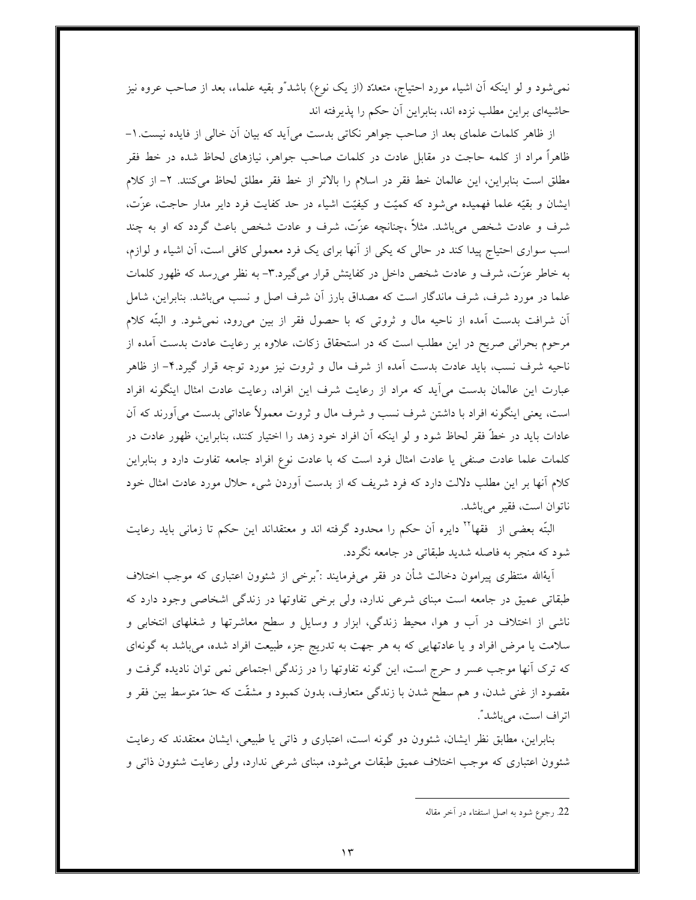نمی‌شود و لو اینکه آن اشیاء مورد احتیاج، متعدّد (از یک نوع) باشد"و بقیه علماء، بعد از صاحب عروه نیز حاشیه‌ای براین مطلب نزده اند، بنابراین آن حکم را پذیرفته اند

از ظاهر کلمات علمای بعد از صاحب جواهر نکاتی بدست می‌آید که بیان آن خالی از فایده نیست.۱- ظاهراً مراد از کلمه حاجت در مقابل عادت در کلمات صاحب جواهر، نیازهای لحاظ شده در خط فقر مطلق است بنابراین، این عالمان خط فقر در اسلام را بالاتر از خط فقر مطلق لحاظ می‌کنند. ۲- از کلام ایشان و بقیّه علما فهمیده می‌شود که کمیّت و کیفیّت اشیاء در حد کفایت فرد دایر مدار حاجت، عزّت، شرف و عادت شخص می‌باشد. مثلاً ،چنانچه عزّت، شرف و عادت شخص باعث گردد که او به چند اسب سواری احتیاج پیدا کند در حالی که یکی از آنها برای یک فرد معمولی کافی است، آن اشیاء و لوازم، به خاطر عزّت، شرف و عادت شخص داخل در کفایتش قرار می‌گیرد.۳- به نظر می‌رسد که ظهور کلمات علما در مورد شرف، شرف ماندگار است که مصداق بارز آن شرف اصل و نسب می‌باشد. بنابراین، شامل آن شرافت بدست آمده از ناحیه مال و ثروتی که با حصول فقر از بین می‌رود، نمی‌شود. و البتّه کلام مرحوم بحرانی صریح در این مطلب است که در استحقاق زکات، علاوه بر رعایت عادت بدست آمده از ناحیه شرف نسب، باید عادت بدست آمده از شرف مال و ثروت نیز مورد توجه قرار گیرد.۴- از ظاهر عبارت این عالمان بدست می‌آید که مراد از رعایت شرف این افراد، رعایت عادت امثال اینگونه افراد است، یعنی اینگونه افراد با داشتن شرف نسب و شرف مال و ثروت معمولاً عاداتی بدست می‌آورند که آن عادات باید در خطّ فقر لحاظ شود و لو اینکه آن افراد خود زهد را اختیار کنند، بنابراین، ظهور عادت در کلمات علما عادت صنفی یا عادت امثال فرد است که با عادت نوع افراد جامعه تفاوت دارد و بنابراین کلام آنها بر این مطلب دلالت دارد که فرد شریف که از بدست آوردن شیء حلال مورد عادت امثال خود ناتوان است، فقیر می‌باشد.

البتّه بعضی از فقها[22] دایره آن حکم را محدود گرفته اند و معتقداند این حکم تا زمانی باید رعایت شود که منجر به فاصله شدید طبقاتی در جامعه نگردد.

آیةالله منتظری پیرامون دخالت شأن در فقر می‌فرمایند :"برخی از شئوون اعتباری که موجب اختلاف طبقاتی عمیق در جامعه است مبنای شرعی ندارد، ولی برخی تفاوتها در زندگی اشخاصی وجود دارد که ناشی از اختلاف در آب و هوا، محیط زندگی، ابزار و وسایل و سطح معاشرتها و شغلهای انتخابی و سلامت یا مرض افراد و یا عادتهایی که به هر جهت به تدریج جزء طبیعت افراد شده، می‌باشد به گونه‌ای که ترک آنها موجب عسر و حرج است، این گونه تفاوتها را در زندگی اجتماعی نمی توان نادیده گرفت و مقصود از غنی شدن، و هم سطح شدن با زندگی متعارف، بدون کمبود و مشقّت که حدّ متوسط بین فقر و اتراف است، می‌باشد".

بنابراین، مطابق نظر ایشان، شئوون دو گونه است، اعتباری و ذاتی یا طبیعی، ایشان معتقدند که رعایت شئوون اعتباری که موجب اختلاف عمیق طبقات می‌شود، مبنای شرعی ندارد، ولی رعایت شئوون ذاتی و

22. رجوع شود به اصل استفتاء در آخر مقاله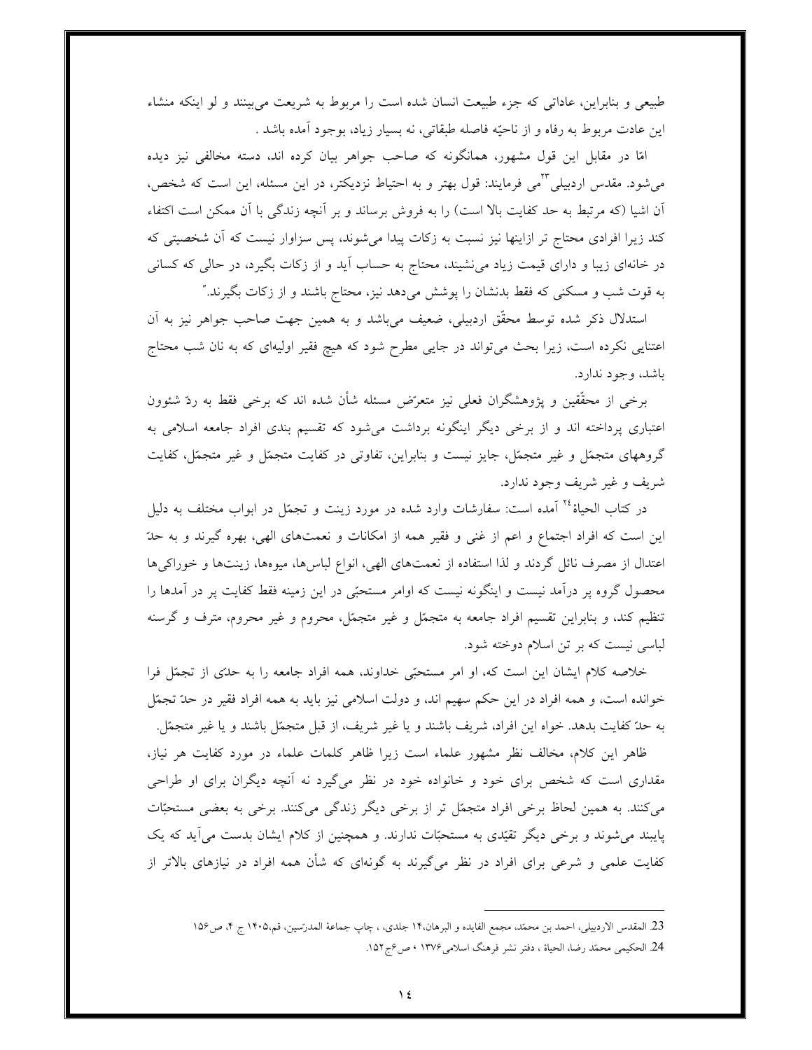طبیعی و بنابراین، عاداتی که جزء طبیعت انسان شده است را مربوط به شریعت می‌بینند و لو اینکه منشاء این عادت مربوط به رفاه و از ناحیّه فاصله طبقاتی، نه بسیار زیاد، بوجود آمده باشد .

امّا در مقابل این قول مشهور، همانگونه که صاحب جواهر بیان کرده اند، دسته مخالفی نیز دیده می‌شود. مقدس اردبیلی[23] می فرمایند: قول بهتر و به احتیاط نزدیکتر، در این مسئله، این است که شخص، آن اشیا (که مرتبط به حد کفایت بالا است) را به فروش برساند و بر آنچه زندگی با آن ممکن است اکتفاء کند زیرا افرادی محتاج تر ازاینها نیز نسبت به زکات پیدا می‌شوند، پس سزاوار نیست که آن شخصیتی که در خانه‌ای زیبا و دارای قیمت زیاد می‌نشیند، محتاج به حساب آید و از زکات بگیرد، در حالی که کسانی به قوت شب و مسکنی که فقط بدنشان را پوشش می‌دهد نیز، محتاج باشند و از زکات بگیرند."

استدلال ذکر شده توسط محقّق اردبیلی، ضعیف می‌باشد و به همین جهت صاحب جواهر نیز به آن اعتنایی نکرده است، زیرا بحث می‌تواند در جایی مطرح شود که هیچ فقیر اولیه‌ای که به نان شب محتاج باشد، وجود ندارد.

برخی از محقّقین و پژوهشگران فعلی نیز متعرّض مسئله شأن شده اند که برخی فقط به ردّ شئوون اعتباری پرداخته اند و از برخی دیگر اینگونه برداشت می‌شود که تقسیم بندی افراد جامعه اسلامی به گروههای متجمّل و غیر متجمّل، جایز نیست و بنابراین، تفاوتی در کفایت متجمّل و غیر متجمّل، کفایت شریف و غیر شریف وجود ندارد.

در کتاب الحیاة[24] آمده است: سفارشات وارد شده در مورد زینت و تجمّل در ابواب مختلف به دلیل این است که افراد اجتماع و اعم از غنی و فقیر همه از امکانات و نعمت‌های الهی، بهره گیرند و به حدّ اعتدال از مصرف نائل گردند و لذا استفاده از نعمت‌های الهی، انواع لباس‌ها، میوه‌ها، زینت‌ها و خوراکی‌ها محصول گروه پر درآمد نیست و اینگونه نیست که اوامر مستحبّی در این زمینه فقط کفایت پر در آمدها را تنظیم کند، و بنابراین تقسیم افراد جامعه به متجمّل و غیر متجمّل، محروم و غیر محروم، مترف و گرسنه لباسی نیست که بر تن اسلام دوخته شود.

خلاصه کلام ایشان این است که، او امر مستحبّی خداوند، همه افراد جامعه را به حدّی از تجمّل فرا خوانده است، و همه افراد در این حکم سهیم اند، و دولت اسلامی نیز باید به همه افراد فقیر در حدّ تجمّل به حدّ کفایت بدهد. خواه این افراد، شریف باشند و یا غیر شریف، از قبل متجمّل باشند و یا غیر متجمّل.

ظاهر این کلام، مخالف نظر مشهور علماء است زیرا ظاهر کلمات علماء در مورد کفایت هر نیاز، مقداری است که شخص برای خود و خانواده خود در نظر می‌گیرد نه آنچه دیگران برای او طراحی می‌کنند. به همین لحاظ برخی افراد متجمّل تر از برخی دیگر زندگی می‌کنند. برخی به بعضی مستحبّات پایبند می‌شوند و برخی دیگر تقیّدی به مستحبّات ندارند. و همچنین از کلام ایشان بدست می‌آید که یک کفایت علمی و شرعی برای افراد در نظر می‌گیرند به گونه‌ای که شأن همه افراد در نیازهای بالاتر از

---

23. المقدس الاردبیلی، احمد بن محمّد، مجمع الفایده و البرهان،۱۴ جلدی، ، چاپ جماعة المدرّسین، قم،۱۴۰۵ ج ۴، ص۱۵۶

24. الحکیمی محمّد رضا، الحیاة ، دفتر نشر فرهنگ اسلامی ۱۳۷۶ ، ص۶ج ۱۵۲.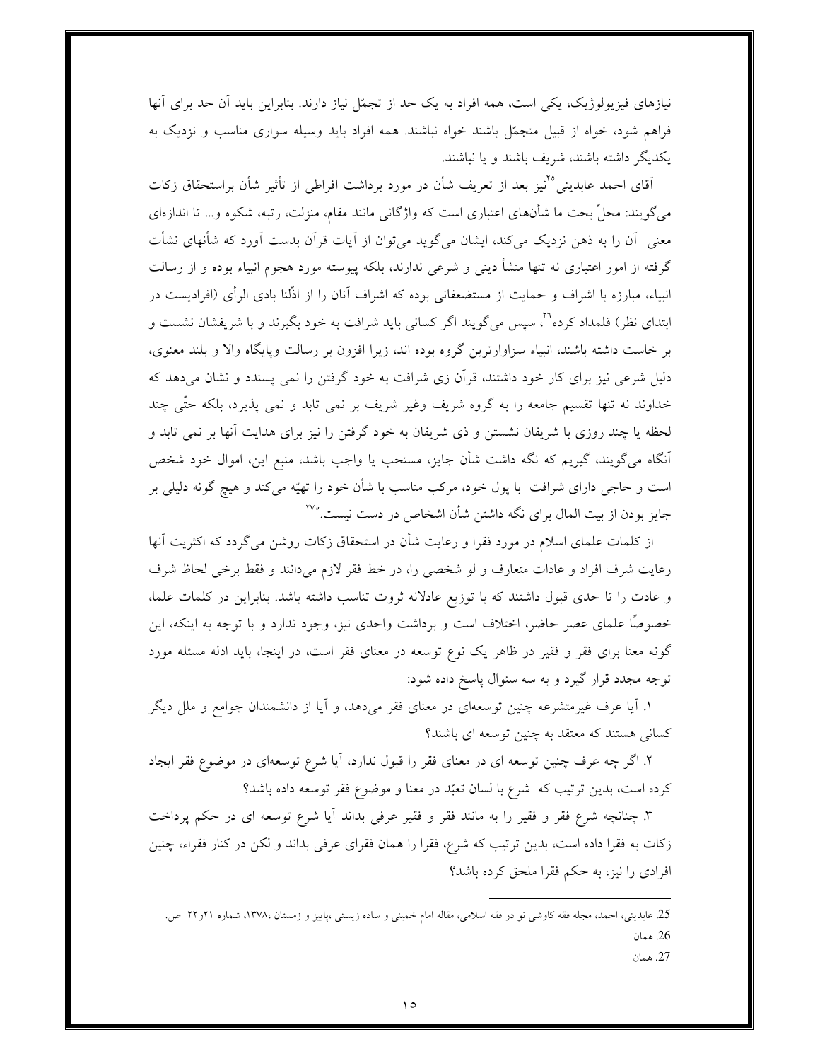نیازهای فیزیولوژیک، یکی است، همه افراد به یک حد از تجمّل نیاز دارند. بنابراین باید آن حد برای آنها فراهم شود، خواه از قبیل متجمّل باشند خواه نباشند. همه افراد باید وسیله سواری مناسب و نزدیک به یکدیگر داشته باشند، شریف باشند و یا نباشند.

آقای احمد عابدینی[25] نیز بعد از تعریف شأن در مورد برداشت افراطی از تأثیر شأن براستحقاق زکات می‌گویند: محلّ بحث ما شأن‌های اعتباری است که واژگانی مانند مقام، منزلت، رتبه، شکوه و... تا اندازه‌ای معنی آن را به ذهن نزدیک می‌کند، ایشان می‌گوید می‌توان از آیات قرآن بدست آورد که شأنهای نشأت گرفته از امور اعتباری نه تنها منشأ دینی و شرعی ندارند، بلکه پیوسته مورد هجوم انبیاء بوده و از رسالت انبیاء، مبارزه با اشراف و حمایت از مستضعفانی بوده که اشراف آنان را از اذّلنا بادی الرأی (افرادیست در ابتدای نظر) قلمداد کرده"[26]، سپس می‌گویند اگر کسانی باید شرافت به خود بگیرند و با شریفشان نشست و بر خاست داشته باشند، انبیاء سزاوارترین گروه بوده اند، زیرا افزون بر رسالت وپایگاه والا و بلند معنوی، دلیل شرعی نیز برای کار خود داشتند، قرآن زی شرافت به خود گرفتن را نمی پسندد و نشان می‌دهد که خداوند نه تنها تقسیم جامعه را به گروه شریف وغیر شریف بر نمی تابد و نمی پذیرد، بلکه حتّی چند لحظه یا چند روزی با شریفان نشستن و ذی شریفان به خود گرفتن را نیز برای هدایت آنها بر نمی تابد و آنگاه می‌گویند، گیریم که نگه داشت شأن جایز، مستحب یا واجب باشد، منبع این، اموال خود شخص است و حاجی دارای شرافت با پول خود، مرکب مناسب با شأن خود را تهیّه می‌کند و هیچ گونه دلیلی بر جایز بودن از بیت المال برای نگه داشتن شأن اشخاص در دست نیست."[27]

از کلمات علمای اسلام در مورد فقرا و رعایت شأن در استحقاق زکات روشن می‌گردد که اکثریت آنها رعایت شرف افراد و عادات متعارف و لو شخصی را، در خط فقر لازم می‌دانند و فقط برخی لحاظ شرف و عادت را تا حدی قبول داشتند که با توزیع عادلانه ثروت تناسب داشته باشد. بنابراین در کلمات علما، خصوصًا علمای عصر حاضر، اختلاف است و برداشت واحدی نیز، وجود ندارد و با توجه به اینکه، این گونه معنا برای فقر و فقیر در ظاهر یک نوع توسعه در معنای فقر است، در اینجا، باید ادله مسئله مورد توجه مجدد قرار گیرد و به سه سئوال پاسخ داده شود:

۱. آیا عرف غیرمتشرعه چنین توسعه‌ای در معنای فقر می‌دهد، و آیا از دانشمندان جوامع و ملل دیگر کسانی هستند که معتقد به چنین توسعه ای باشند؟

۲. اگر چه عرف چنین توسعه ای در معنای فقر را قبول ندارد، آیا شرع توسعه‌ای در موضوع فقر ایجاد کرده است، بدین ترتیب که شرع با لسان تعبّد در معنا و موضوع فقر توسعه داده باشد؟

۳. چنانچه شرع فقر و فقیر را به مانند فقر و فقیر عرفی بداند آیا شرع توسعه ای در حکم پرداخت زکات به فقرا داده است، بدین ترتیب که شرع، فقرا را همان فقرای عرفی بداند و لکن در کنار فقراء، چنین افرادی را نیز، به حکم فقرا ملحق کرده باشد؟

---

25. عابدینی، احمد، مجله فقه کاوشی نو در فقه اسلامی، مقاله امام خمینی و ساده زیستی ،پاییز و زمستان ،۱۳۷۸، شماره ۲۱و۲۲ ص.

26. همان

27. همان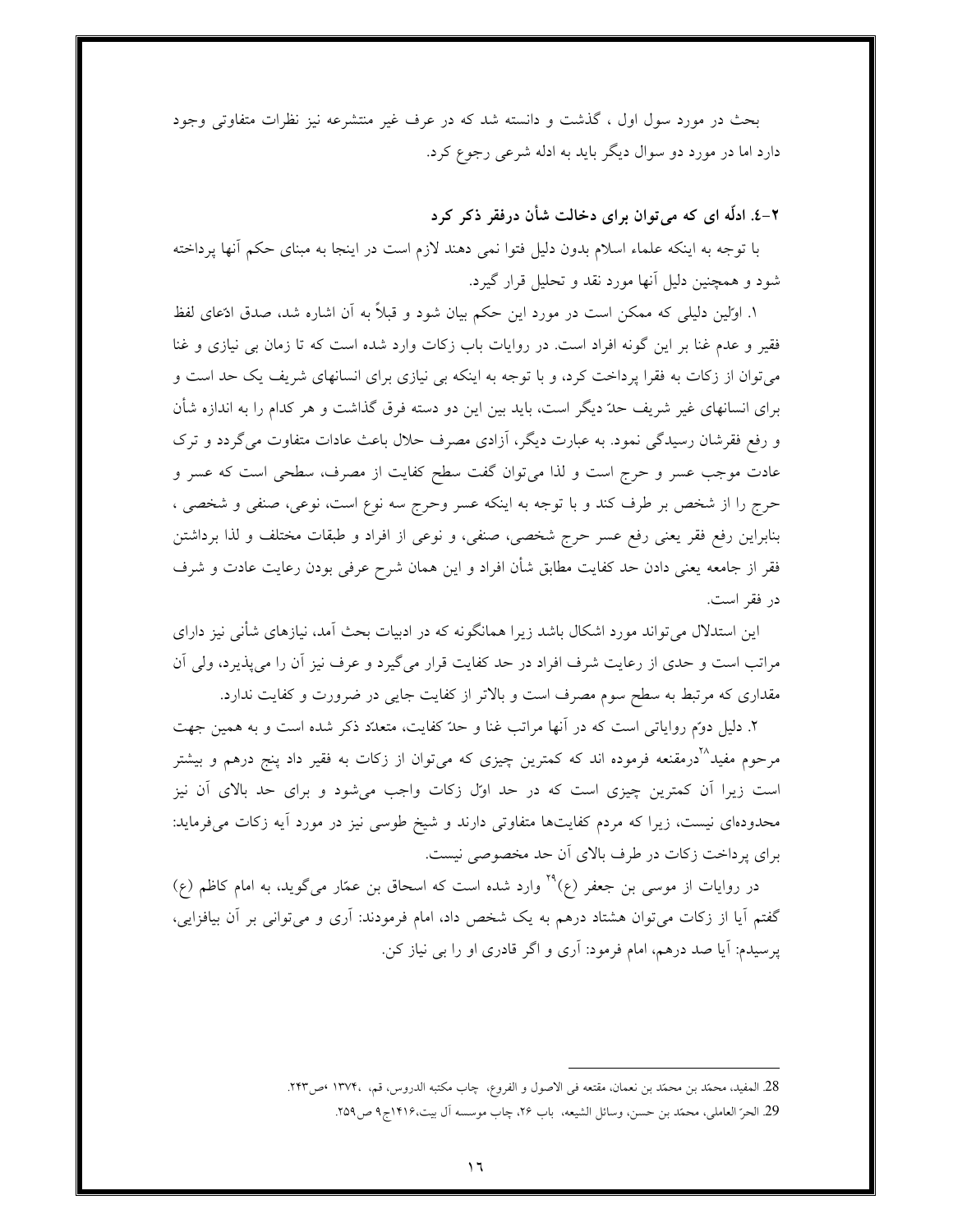بحث در مورد سول اول ، گذشت و دانسته شد که در عرف غیر منتشرعه نیز نظرات متفاوتی وجود دارد اما در مورد دو سوال دیگر باید به ادله شرعی رجوع کرد.

### ٢-٤. ادلّه ای که می‌توان برای دخالت شأن درفقر ذکر کرد

با توجه به اینکه علماء اسلام بدون دلیل فتوا نمی دهند لازم است در اینجا به مبنای حکم آنها پرداخته شود و همچنین دلیل آنها مورد نقد و تحلیل قرار گیرد.

١. اولّین دلیلی که ممکن است در مورد این حکم بیان شود و قبلاً به آن اشاره شد، صدق ادّعای لفظ فقیر و عدم غنا بر این گونه افراد است. در روایات باب زکات وارد شده است که تا زمان بی نیازی و غنا می‌توان از زکات به فقرا پرداخت کرد، و با توجه به اینکه بی نیازی برای انسانهای شریف یک حد است و برای انسانهای غیر شریف حدّ دیگر است، باید بین این دو دسته فرق گذاشت و هر کدام را به اندازه شأن و رفع فقرشان رسیدگی نمود. به عبارت دیگر، آزادی مصرف حلال باعث عادات متفاوت می‌گردد و ترک عادت موجب عسر و حرج است و لذا می‌توان گفت سطح کفایت از مصرف، سطحی است که عسر و حرج را از شخص بر طرف کند و با توجه به اینکه عسر وحرج سه نوع است، نوعی، صنفی و شخصی ، بنابراین رفع فقر یعنی رفع عسر حرج شخصی، صنفی، و نوعی از افراد و طبقات مختلف و لذا برداشتن فقر از جامعه یعنی دادن حد کفایت مطابق شأن افراد و این همان شرح عرفی بودن رعایت عادت و شرف در فقر است.

این استدلال می‌تواند مورد اشکال باشد زیرا همانگونه که در ادبیات بحث آمد، نیازهای شأنی نیز دارای مراتب است و حدی از رعایت شرف افراد در حد کفایت قرار می‌گیرد و عرف نیز آن را می‌پذیرد، ولی آن مقداری که مرتبط به سطح سوم مصرف است و بالاتر از کفایت جایی در ضرورت و کفایت ندارد.

٢. دلیل دوّم روایاتی است که در آنها مراتب غنا و حدّ کفایت، متعدّد ذکر شده است و به همین جهت مرحوم مفید[28] درمقنعه فرموده اند که کمترین چیزی که می‌توان از زکات به فقیر داد پنج درهم و بیشتر است زیرا آن کمترین چیزی است که در حد اوّل زکات واجب می‌شود و برای حد بالای آن نیز محدوده‌ای نیست، زیرا که مردم کفایت‌ها متفاوتی دارند و شیخ طوسی نیز در مورد آیه زکات می‌فرماید: برای پرداخت زکات در طرف بالای آن حد مخصوصی نیست.

در روایات از موسی بن جعفر (ع)[29] وارد شده است که اسحاق بن عمّار می‌گوید، به امام کاظم (ع) گفتم آیا از زکات می‌توان هشتاد درهم به یک شخص داد، امام فرمودند: آری و می‌توانی بر آن بیافزایی، پرسیدم: آیا صد درهم، امام فرمود: آری و اگر قادری او را بی نیاز کن.

---

28. المفید، محمّد بن محمّد بن نعمان، مقنعه فی الاصول و الفروع، چاپ مکتبه الدروس، قم، ١٣٧٤، ص٢٤٣.

29. الحرّ العاملی، محمّد بن حسن، وسائل الشیعه، باب ٢٦، چاپ موسسه آل بیت،١٤١٦ج٩ ص٢٥٩.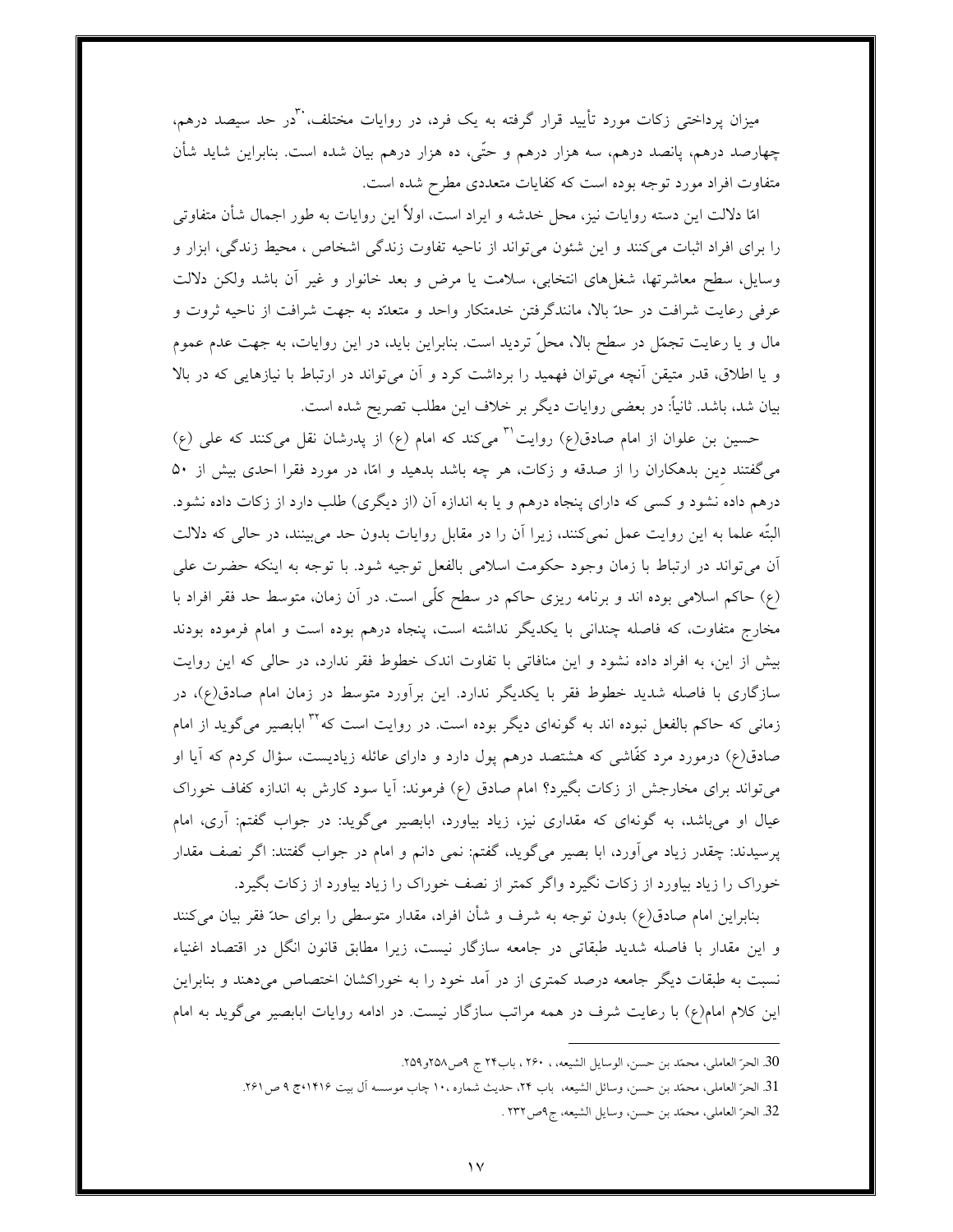میزان پرداختی زکات مورد تأیید قرار گرفته به یک فرد، در روایات مختلف،[30] در حد سیصد درهم، چهارصد درهم، پانصد درهم، سه هزار درهم و حتّی، ده هزار درهم بیان شده است. بنابراین شاید شأن متفاوت افراد مورد توجه بوده است که کفایات متعددی مطرح شده است.

امّا دلالت این دسته روایات نیز، محل خدشه و ایراد است، اولاً این روایات به طور اجمال شأن متفاوتی را برای افراد اثبات می‌کنند و این شئون می‌تواند از ناحیه تفاوت زندگی اشخاص، محیط زندگی، ابزار و وسایل، سطح معاشرتها، شغل‌های انتخابی، سلامت یا مرض و بعد خانوار و غیر آن باشد ولکن دلالت عرفی رعایت شرافت در حدّ بالا، مانندگرفتن خدمتکار واحد و متعدّد به جهت شرافت از ناحیه ثروت و مال و یا رعایت تجمّل در سطح بالا، محلّ تردید است. بنابراین باید، در این روایات، به جهت عدم عموم و یا اطلاق، قدر متیقن آنچه می‌توان فهمید را برداشت کرد و آن می‌تواند در ارتباط با نیازهایی که در بالا بیان شد، باشد. ثانیاً: در بعضی روایات دیگر بر خلاف این مطلب تصریح شده است.

حسین بن علوان از امام صادق(ع) روایت[31] می‌کند که امام (ع) از پدرشان نقل می‌کنند که علی (ع) می‌گفتند دین بدهکاران را از صدقه و زکات، هر چه باشد بدهید و امّا، در مورد فقرا احدی بیش از ۵۰ درهم داده نشود و کسی که دارای پنجاه درهم و یا به اندازه آن (از دیگری) طلب دارد از زکات داده نشود. البتّه علما به این روایت عمل نمی‌کنند، زیرا آن را در مقابل روایات بدون حد می‌بینند، در حالی که دلالت آن می‌تواند در ارتباط با زمان وجود حکومت اسلامی بالفعل توجیه شود. با توجه به اینکه حضرت علی (ع) حاکم اسلامی بوده اند و برنامه ریزی حاکم در سطح کلّی است. در آن زمان، متوسط حد فقر افراد با مخارج متفاوت، که فاصله چندانی با یکدیگر نداشته است، پنجاه درهم بوده است و امام فرموده بودند بیش از این، به افراد داده نشود و این منافاتی با تفاوت اندک خطوط فقر ندارد، در حالی که این روایت سازگاری با فاصله شدید خطوط فقر با یکدیگر ندارد. این برآورد متوسط در زمان امام صادق(ع)، در زمانی که حاکم بالفعل نبوده اند به گونه‌ای دیگر بوده است. در روایت است که[32] ابابصیر می‌گوید از امام صادق(ع) درمورد مرد کفّاشی که هشتصد درهم پول دارد و دارای عائله زیادیست، سؤال کردم که آیا او می‌تواند برای مخارجش از زکات بگیرد؟ امام صادق (ع) فرموند: آیا سود کارش به اندازه کفاف خوراک عیال او می‌باشد، به گونه‌ای که مقداری نیز، زیاد بیاورد، ابابصیر می‌گوید: در جواب گفتم: آری، امام پرسیدند: چقدر زیاد می‌آورد، ابا بصیر می‌گوید، گفتم: نمی دانم و امام در جواب گفتند: اگر نصف مقدار خوراک را زیاد بیاورد از زکات نگیرد واگر کمتر از نصف خوراک را زیاد بیاورد از زکات بگیرد.

بنابراین امام صادق(ع) بدون توجه به شرف و شأن افراد، مقدار متوسطی را برای حدّ فقر بیان می‌کنند و این مقدار با فاصله شدید طبقاتی در جامعه سازگار نیست، زیرا مطابق قانون انگل در اقتصاد اغنیاء نسبت به طبقات دیگر جامعه درصد کمتری از در آمد خود را به خوراکشان اختصاص می‌دهند و بنابراین این کلام امام(ع) با رعایت شرف در همه مراتب سازگار نیست. در ادامه روایات ابابصیر می‌گوید به امام

---

30. الحرّ العاملی، محمّد بن حسن، الوسایل الشیعه، ، ۲۶۰ ، باب۲۴ ج ۹ص۲۵۸و۲۵۹.

31. الحرّ العاملی، محمّد بن حسن، وسائل الشیعه، باب ۲۴، حدیث شماره ۱۰، چاپ موسسه آل بیت ۱۴۱۶،ج ۹ ص۲۶۱.

32. الحرّ العاملی، محمّد بن حسن، وسایل الشیعه، ج۹ص۲۳۲ .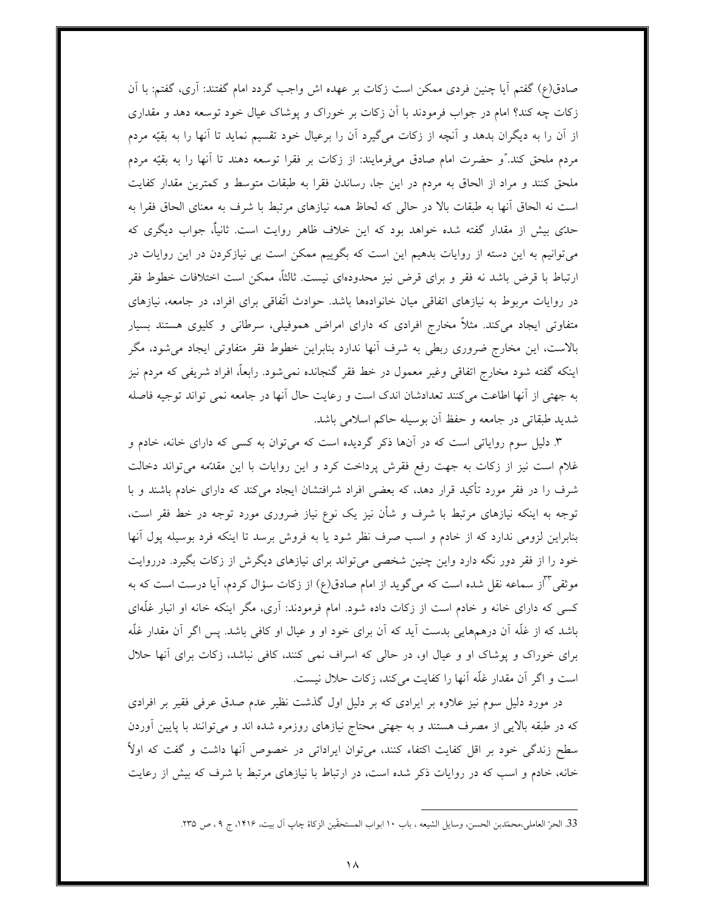صادق(ع) گفتم آیا چنین فردی ممکن است زکات بر عهده اش واجب گردد امام گفتند: آری، گفتم: با آن زکات چه کند؟ امام در جواب فرمودند با آن زکات بر خوراک و پوشاک عیال خود توسعه دهد و مقداری از آن را به دیگران بدهد و آنچه از زکات می‌گیرد آن را برعیال خود تقسیم نماید تا آنها را به بقیّه مردم مردم ملحق کند."و حضرت امام صادق می‌فرمایند: از زکات بر فقرا توسعه دهند تا آنها را به بقیّه مردم ملحق کنند و مراد از الحاق به مردم در این جا، رساندن فقرا به طبقات متوسط و کمترین مقدار کفایت است نه الحاق آنها به طبقات بالا در حالی که لحاظ همه نیازهای مرتبط با شرف به معنای الحاق فقرا به حدّی بیش از مقدار گفته شده خواهد بود که این خلاف ظاهر روایت است. ثانیاً، جواب دیگری که می‌توانیم به این دسته از روایات بدهیم این است که بگوییم ممکن است بی نیازکردن در این روایات در ارتباط با قرض باشد نه فقر و برای قرض نیز محدوده‌ای نیست. ثالثاً، ممکن است اختلافات خطوط فقر در روایات مربوط به نیازهای اتفاقی میان خانواده‌ها باشد. حوادث اتّفاقی برای افراد، در جامعه، نیازهای متفاوتی ایجاد می‌کند. مثلاً مخارج افرادی که دارای امراض هموفیلی، سرطانی و کلیوی هستند بسیار بالاست، این مخارج ضروری ربطی به شرف آنها ندارد بنابراین خطوط فقر متفاوتی ایجاد می‌شود، مگر اینکه گفته شود مخارج اتفاقی وغیر معمول در خط فقر گنجانده نمی‌شود. رابعاً، افراد شریفی که مردم نیز به جهتی از آنها اطاعت می‌کنند تعدادشان اندک است و رعایت حال آنها در جامعه نمی تواند توجیه فاصله شدید طبقاتی در جامعه و حفظ آن بوسیله حاکم اسلامی باشد.

۳. دلیل سوم روایاتی است که در آنها ذکر گردیده است که می‌توان به کسی که دارای خانه، خادم و غلام است نیز از زکات به جهت رفع فقرش پرداخت کرد و این روایات با این مقدّمه می‌تواند دخالت شرف را در فقر مورد تأکید قرار دهد، که بعضی افراد شرافتشان ایجاد می‌کند که دارای خادم باشند و با توجه به اینکه نیازهای مرتبط با شرف و شأن نیز یک نوع نیاز ضروری مورد توجه در خط فقر است، بنابراین لزومی ندارد که از خادم و اسب صرف نظر شود یا به فروش برسد تا اینکه فرد بوسیله پول آنها خود را از فقر دور نگه دارد واین چنین شخصی می‌تواند برای نیازهای دیگرش از زکات بگیرد. درروایت موثقی[33]از سماعه نقل شده است که می‌گوید از امام صادق(ع) از زکات سؤال کردم، آیا درست است که به کسی که دارای خانه و خادم است از زکات داده شود. امام فرمودند: آری، مگر اینکه خانه او انبار غلّه‌ای باشد که از غلّه آن درهم‌هایی بدست آید که آن برای خود او و عیال او کافی باشد. پس اگر آن مقدار غلّه برای خوراک و پوشاک او و عیال او، در حالی که اسراف نمی کنند، کافی نباشد، زکات برای آنها حلال است و اگر آن مقدار غلّه آنها را کفایت می‌کند، زکات حلال نیست.

در مورد دلیل سوم نیز علاوه بر ایرادی که بر دلیل اول گذشت نظیر عدم صدق عرفی فقیر بر افرادی که در طبقه بالایی از مصرف هستند و به جهتی محتاج نیازهای روزمره شده اند و می‌توانند با پایین آوردن سطح زندگی خود بر اقل کفایت اکتفاء کنند، می‌توان ایراداتی در خصوص آنها داشت و گفت که اولاً خانه، خادم و اسب که در روایات ذکر شده است، در ارتباط با نیازهای مرتبط با شرف که بیش از رعایت

---

33. الحرّ العاملی،محمّدبن الحسن، وسایل الشیعه ، باب ۱۰ ابواب المستحقّین الزکاة چاپ آل بیت، ۱۴۱۶، ج ۹ ، ص ۲۳۵.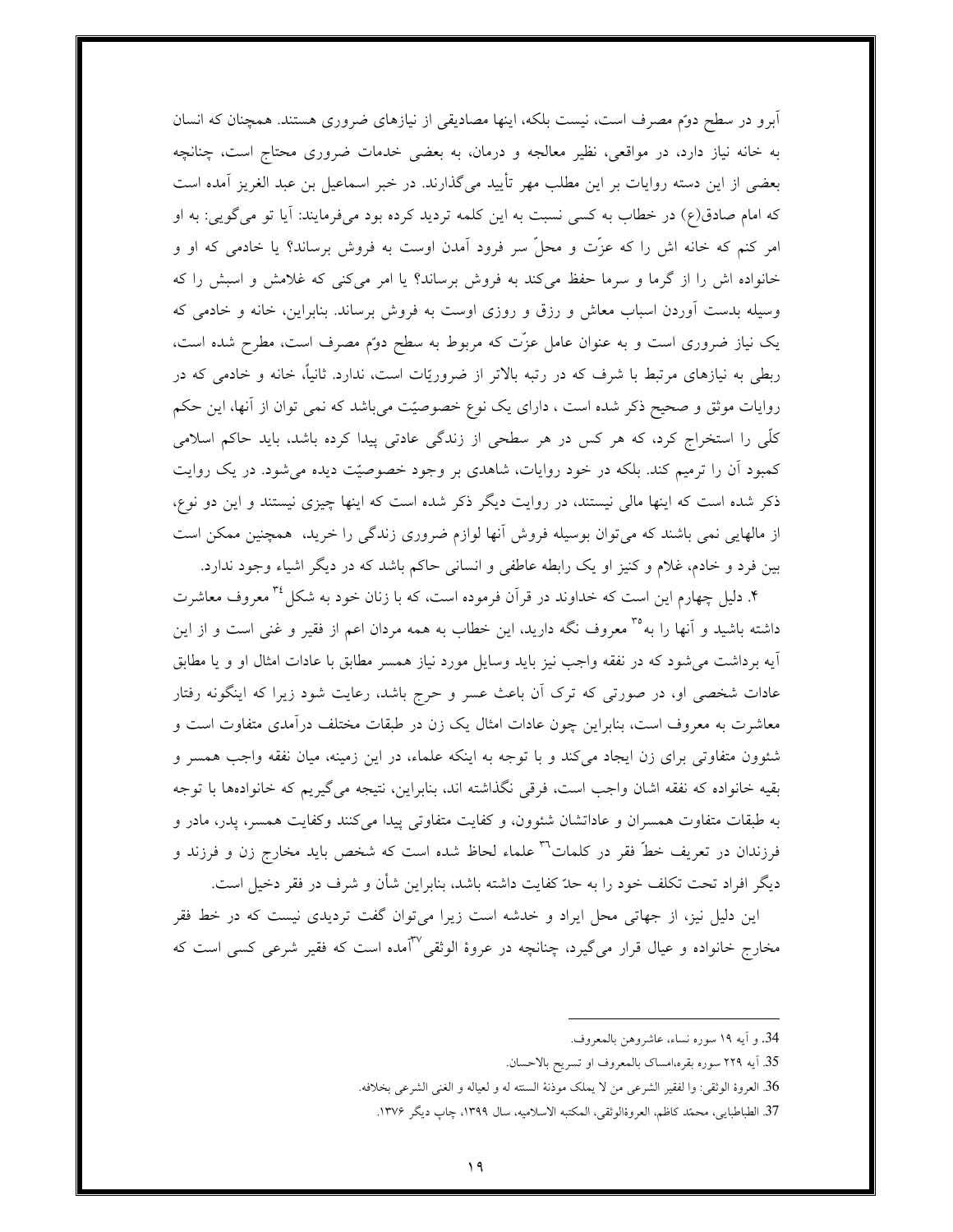آبرو در سطح دوّم مصرف است، نیست بلکه، اینها مصادیقی از نیازهای ضروری هستند. همچنان که انسان به خانه نیاز دارد، در مواقعی، نظیر معالجه و درمان، به بعضی خدمات ضروری محتاج است، چنانچه بعضی از این دسته روایات بر این مطلب مهر تأیید می‌گذارند. در خبر اسماعیل بن عبد الغریز آمده است که امام صادق(ع) در خطاب به کسی نسبت به این کلمه تردید کرده بود می‌فرمایند: آیا تو می‌گویی: به او امر کنم که خانه اش را که عزّت و محلّ سر فرود آمدن اوست به فروش برساند؟ یا خادمی که او و خانواده اش را از گرما و سرما حفظ می‌کند به فروش برساند؟ یا امر می‌کنی که غلامش و اسبش را که وسیله بدست آوردن اسباب معاش و رزق و روزی اوست به فروش برساند. بنابراین، خانه و خادمی که یک نیاز ضروری است و به عنوان عامل عزّت که مربوط به سطح دوّم مصرف است، مطرح شده است، ربطی به نیازهای مرتبط با شرف که در رتبه بالاتر از ضروریّات است، ندارد. ثانیاً، خانه و خادمی که در روایات موثق و صحیح ذکر شده است ، دارای یک نوع خصوصیّت می‌باشد که نمی توان از آنها، این حکم کلّی را استخراج کرد، که هر کس در هر سطحی از زندگی عادتی پیدا کرده باشد، باید حاکم اسلامی کمبود آن را ترمیم کند. بلکه در خود روایات، شاهدی بر وجود خصوصیّت دیده می‌شود. در یک روایت ذکر شده است که اینها مالی نیستند، در روایت دیگر ذکر شده است که اینها چیزی نیستند و این دو نوع، از مالهایی نمی باشند که می‌توان بوسیله فروش آنها لوازم ضروری زندگی را خرید، همچنین ممکن است بین فرد و خادم، غلام و کنیز او یک رابطه عاطفی و انسانی حاکم باشد که در دیگر اشیاء وجود ندارد.

۴. دلیل چهارم این است که خداوند در قرآن فرموده است، که با زنان خود به شکل[34] معروف معاشرت داشته باشید و آنها را به[35] معروف نگه دارید، این خطاب به همه مردان اعم از فقیر و غنی است و از این آیه برداشت می‌شود که در نفقه واجب نیز باید وسایل مورد نیاز همسر مطابق با عادات امثال او و یا مطابق عادات شخصی او، در صورتی که ترک آن باعث عسر و حرج باشد، رعایت شود زیرا که اینگونه رفتار معاشرت به معروف است، بنابراین چون عادات امثال یک زن در طبقات مختلف درآمدی متفاوت است و شئون متفاوتی برای زن ایجاد می‌کند و با توجه به اینکه علماء، در این زمینه، میان نفقه واجب همسر و بقیه خانواده که نفقه اشان واجب است، فرقی نگذاشته اند، بنابراین، نتیجه می‌گیریم که خانواده‌ها با توجه به طبقات متفاوت همسران و عاداتشان شئون، و کفایت متفاوتی پیدا می‌کنند وکفایت همسر، پدر، مادر و فرزندان در تعریف خطّ فقر در کلمات[36] علماء لحاظ شده است که شخص باید مخارج زن و فرزند و دیگر افراد تحت تکلف خود را به حدّ کفایت داشته باشد، بنابراین شأن و شرف در فقر دخیل است.

این دلیل نیز، از جهاتی محل ایراد و خدشه است زیرا می‌توان گفت تردیدی نیست که در خط فقر مخارج خانواده و عیال قرار می‌گیرد، چنانچه در عروة الوثقی[37]آمده است که فقیر شرعی کسی است که

---

34. و آیه ۱۹ سوره نساء، عاشروهن بالمعروف.

35. آیه ۲۲۹ سوره بقره،امساک بالمعروف او تسریح بالاحسان.

36. العروة الوثقی: وا لفقیر الشرعی من لا یملک موؤنة السنته له و لعیاله و الغنی الشرعی بخلافه.

37. الطباطبایی، محمّد کاظم، العروةالوثقی، المکتبه الاسلامیه، سال ۱۳۹۹، چاپ دیگر ۱۳۷۶.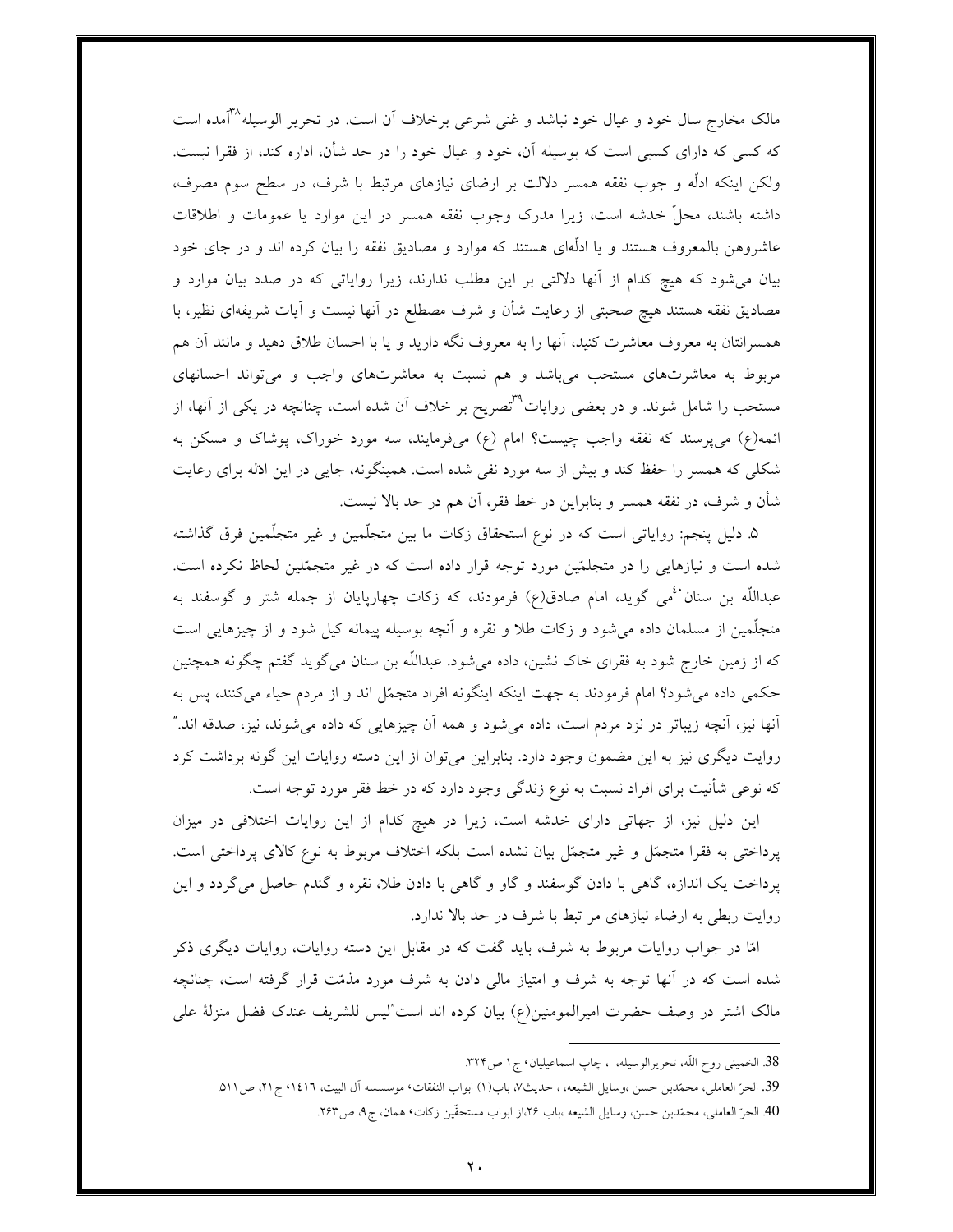مالک مخارج سال خود و عیال خود نباشد و غنی شرعی برخلاف آن است. در تحریر الوسیله[38] آمده است که کسی که دارای کسبی است که بوسیله آن، خود و عیال خود را در حد شأن، اداره کند، از فقرا نیست. ولکن اینکه ادلّه و جوب نفقه همسر دلالت بر ارضای نیازهای مرتبط با شرف، در سطح سوم مصرف، داشته باشند، محلّ خدشه است، زیرا مدرک وجوب نفقه همسر در این موارد یا عمومات و اطلاقات عاشروهن بالمعروف هستند و یا ادلّه‌ای هستند که موارد و مصادیق نفقه را بیان کرده اند و در جای خود بیان می‌شود که هیچ کدام از آنها دلالتی بر این مطلب ندارند، زیرا روایاتی که در صدد بیان موارد و مصادیق نفقه هستند هیچ صحبتی از رعایت شأن و شرف مصطلع در آنها نیست و آیات شریفه‌ای نظیر، با همسرانتان به معروف معاشرت کنید، آنها را به معروف نگه دارید و یا با احسان طلاق دهید و مانند آن هم مربوط به معاشرت‌های مستحب می‌باشد و هم نسبت به معاشرت‌های واجب و می‌تواند احسانهای مستحب را شامل شوند. و در بعضی روایات[39] تصریح بر خلاف آن شده است، چنانچه در یکی از آنها، از ائمه(ع) می‌پرسند که نفقه واجب چیست؟ امام (ع) می‌فرمایند، سه مورد خوراک، پوشاک و مسکن به شکلی که همسر را حفظ کند و بیش از سه مورد نفی شده است. همینگونه، جایی در این ادلّه برای رعایت شأن و شرف، در نفقه همسر و بنابراین در خط فقر، آن هم در حد بالا نیست.

۵. دلیل پنجم: روایاتی است که در نوع استحقاق زکات ما بین متجلّمین و غیر متجلّمین فرق گذاشته شده است و نیازهایی را در متجلمّین مورد توجه قرار داده است که در غیر متجمّلین لحاظ نکرده است. عبداللّه بن سنان[40] می گوید، امام صادق(ع) فرمودند، که زکات چهارپایان از جمله شتر و گوسفند به متجلّمین از مسلمان داده می‌شود و زکات طلا و نقره و آنچه بوسیله پیمانه کیل شود و از چیزهایی است که از زمین خارج شود به فقرای خاک نشین، داده می‌شود. عبداللّه بن سنان می‌گوید گفتم چگونه همچنین حکمی داده می‌شود؟ امام فرمودند به جهت اینکه اینگونه افراد متجمّل اند و از مردم حیاء می‌کنند، پس به آنها نیز، آنچه زیباتر در نزد مردم است، داده می‌شود و همه آن چیزهایی که داده می‌شوند، نیز، صدقه اند." روایت دیگری نیز به این مضمون وجود دارد. بنابراین می‌توان از این دسته روایات این گونه برداشت کرد که نوعی شأنیت برای افراد نسبت به نوع زندگی وجود دارد که در خط فقر مورد توجه است.

این دلیل نیز، از جهاتی دارای خدشه است، زیرا در هیچ کدام از این روایات اختلافی در میزان پرداختی به فقرا متجمّل و غیر متجمّل بیان نشده است بلکه اختلاف مربوط به نوع کالای پرداختی است. پرداخت یک اندازه، گاهی با دادن گوسفند و گاو و گاهی با دادن طلا، نقره و گندم حاصل می‌گردد و این روایت ربطی به ارضاء نیازهای مر تبط با شرف در حد بالا ندارد.

امّا در جواب روایات مربوط به شرف، باید گفت که در مقابل این دسته روایات، روایات دیگری ذکر شده است که در آنها توجه به شرف و امتیاز مالی دادن به شرف مورد مذمّت قرار گرفته است، چنانچه مالک اشتر در وصف حضرت امیرالمومنین(ع) بیان کرده اند است"لیس للشریف عندک فضل منزلهٔ علی

---

38. الخمینی روح اللّه، تحریرالوسیله، ، چاپ اسماعیلیان، ج۱ ص۳۲۴.

39. الحرّ العاملی، محمّدبن حسن ،وسایل الشیعه، ، حدیث۷، باب(۱) ابواب النفقات، موسسسه آل البیت، ۱٤۱٦، ج۲۱، ص۵۱۱.

40. الحرّ العاملی، محمّدبن حسن، وسایل الشیعه ،باب ۲۶،از ابواب مستحقّین زکات، همان، ج۹، ص۲۶۳.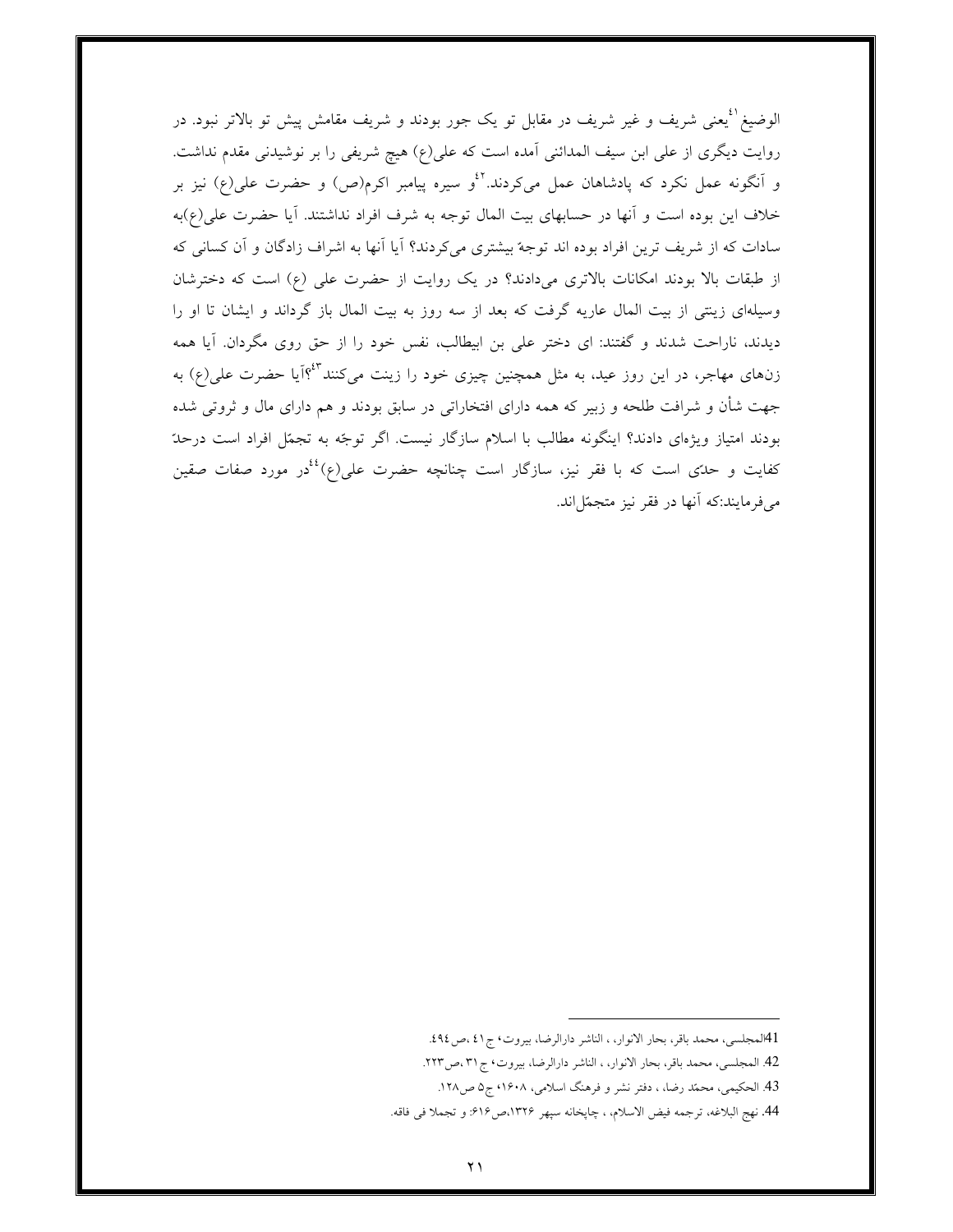الوضیع[41]یعنی شریف و غیر شریف در مقابل تو یک جور بودند و شریف مقامش پیش تو بالاتر نبود. در روایت دیگری از علی ابن سیف المدائنی آمده است که علی(ع) هیچ شریفی را بر نوشیدنی مقدم نداشت. و آنگونه عمل نکرد که پادشاهان عمل می‌کردند.[42]و سیره پیامبر اکرم(ص) و حضرت علی(ع) نیز بر خلاف این بوده است و آنها در حسابهای بیت المال توجه به شرف افراد نداشتند. آیا حضرت علی(ع)به سادات که از شریف ترین افراد بوده اند توجهّ بیشتری می‌کردند؟ آیا آنها به اشراف زادگان و آن کسانی که از طبقات بالا بودند امکانات بالاتری می‌دادند؟ در یک روایت از حضرت علی (ع) است که دخترشان وسیله‌ای زینتی از بیت المال عاریه گرفت که بعد از سه روز به بیت المال باز گرداند و ایشان تا او را دیدند، ناراحت شدند و گفتند: ای دختر علی بن ابیطالب، نفس خود را از حق روی مگردان. آیا همه زن‌های مهاجر، در این روز عید، به مثل همچنین چیزی خود را زینت می‌کنند[43]؟آیا حضرت علی(ع) به جهت شأن و شرافت طلحه و زبیر که همه دارای افتخاراتی در سابق بودند و هم دارای مال و ثروتی شده بودند امتیاز ویژه‌ای دادند؟ اینگونه مطالب با اسلام سازگار نیست. اگر توجّه به تجمّل افراد است درحدّ کفایت و حدّی است که با فقر نیز، سازگار است چنانچه حضرت علی(ع)[44]در مورد صفات صقین می‌فرمایند:که آنها در فقر نیز متجمّل‌اند.

---

41المجلسی، محمد باقر، بحار الانوار، ، الناشر دارالرضا، بیروت؛ ج٤١ ،ص٤٩٤.

42. المجلسی، محمد باقر، بحار الانوار، ، الناشر دارالرضا، بیروت؛ ج٣١ ،ص٢٢٣.

43. الحکیمی، محمّد رضا، ، دفتر نشر و فرهنگ اسلامی، ۱۶۰۸، ج۵ ص۱۲۸.

44. نهج البلاغه، ترجمه فیض الاسلام، ، چاپخانه سپهر ۱۳۲۶،ص۶۱۶: و تجملا فی فاقه.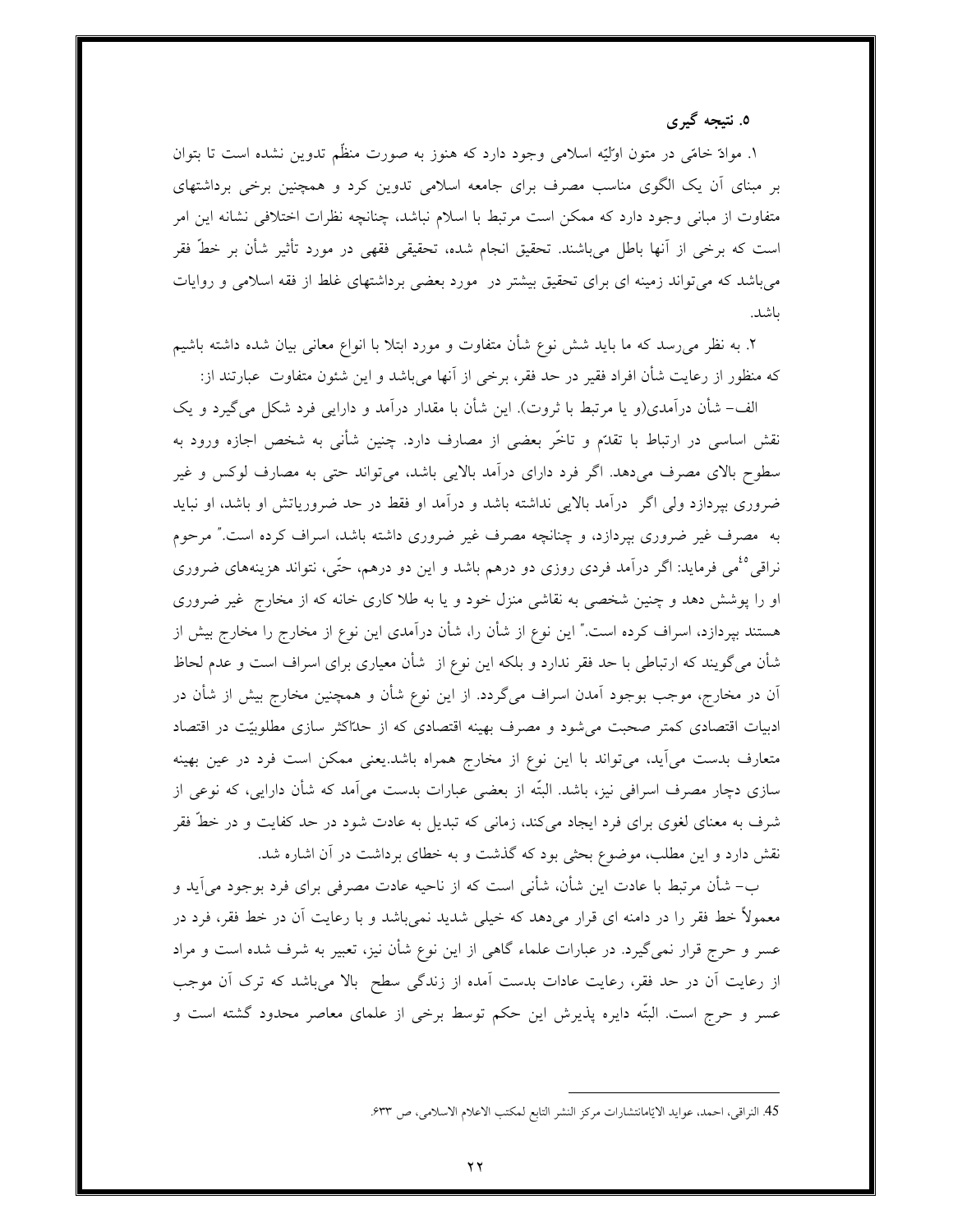## ۵. نتیجه گیری

۱. موادّ خامّی در متون اوّلیّه اسلامی وجود دارد که هنوز به صورت منظّم تدوین نشده است تا بتوان بر مبنای آن یک الگوی مناسب مصرف برای جامعه اسلامی تدوین کرد و همچنین برخی برداشتهای متفاوت از مبانی وجود دارد که ممکن است مرتبط با اسلام نباشد، چنانچه نظرات اختلافی نشانه این امر است که برخی از آنها باطل می‌باشند. تحقیق انجام شده، تحقیقی فقهی در مورد تأثیر شأن بر خطّ فقر می‌باشد که می‌تواند زمینه ای برای تحقیق بیشتر در مورد بعضی برداشتهای غلط از فقه اسلامی و روایات باشد.

۲. به نظر می‌رسد که ما باید شش نوع شأن متفاوت و مورد ابتلا با انواع معانی بیان شده داشته باشیم که منظور از رعایت شأن افراد فقیر در حد فقر، برخی از آنها می‌باشد و این شئون متفاوت عبارتند از:

الف– شأن درآمدی(و یا مرتبط با ثروت). این شأن با مقدار درآمد و دارایی فرد شکل می‌گیرد و یک نقش اساسی در ارتباط با تقدّم و تاخّر بعضی از مصارف دارد. چنین شأنی به شخص اجازه ورود به سطوح بالای مصرف می‌دهد. اگر فرد دارای درآمد بالایی باشد، می‌تواند حتی به مصارف لوکس و غیر ضروری بپردازد ولی اگر درآمد بالایی نداشته باشد و درآمد او فقط در حد ضروریاتش او باشد، او نباید به مصرف غیر ضروری بپردازد، و چنانچه مصرف غیر ضروری داشته باشد، اسراف کرده است." مرحوم نراقی[45] می فرماید: اگر درآمد فردی روزی دو درهم باشد و این دو درهم، حتّی، نتواند هزینه‌های ضروری او را پوشش دهد و چنین شخصی به نقاشی منزل خود و یا به طلا کاری خانه که از مخارج غیر ضروری هستند بپردازد، اسراف کرده است." این نوع از شأن را، شأن درآمدی این نوع از مخارج را مخارج بیش از شأن می‌گویند که ارتباطی با حد فقر ندارد و بلکه این نوع از شأن معیاری برای اسراف است و عدم لحاظ آن در مخارج، موجب بوجود آمدن اسراف می‌گردد. از این نوع شأن و همچنین مخارج بیش از شأن در ادبیات اقتصادی کمتر صحبت می‌شود و مصرف بهینه اقتصادی که از حدّاکثر سازی مطلوبیّت در اقتصاد متعارف بدست می‌آید، می‌تواند با این نوع از مخارج همراه باشد.یعنی ممکن است فرد در عین بهینه سازی دچار مصرف اسرافی نیز، باشد. البتّه از بعضی عبارات بدست می‌آمد که شأن دارایی، که نوعی از شرف به معنای لغوی برای فرد ایجاد می‌کند، زمانی که تبدیل به عادت شود در حد کفایت و در خطّ فقر نقش دارد و این مطلب، موضوع بحثی بود که گذشت و به خطای برداشت در آن اشاره شد.

ب– شأن مرتبط با عادت این شأن، شأنی است که از ناحیه عادت مصرفی برای فرد بوجود می‌آید و معمولاً خط فقر را در دامنه ای قرار می‌دهد که خیلی شدید نمی‌باشد و با رعایت آن در خط فقر، فرد در عسر و حرج قرار نمی‌گیرد. در عبارات علماء گاهی از این نوع شأن نیز، تعبیر به شرف شده است و مراد از رعایت آن در حد فقر، رعایت عادات بدست آمده از زندگی سطح بالا می‌باشد که ترک آن موجب عسر و حرج است. البتّه دایره پذیرش این حکم توسط برخی از علمای معاصر محدود گشته است و

---

45. النراقی، احمد، عواید الایّامانتشارات مرکز النشر التابع لمکتب الاعلام الاسلامی، ص ۶۳۳.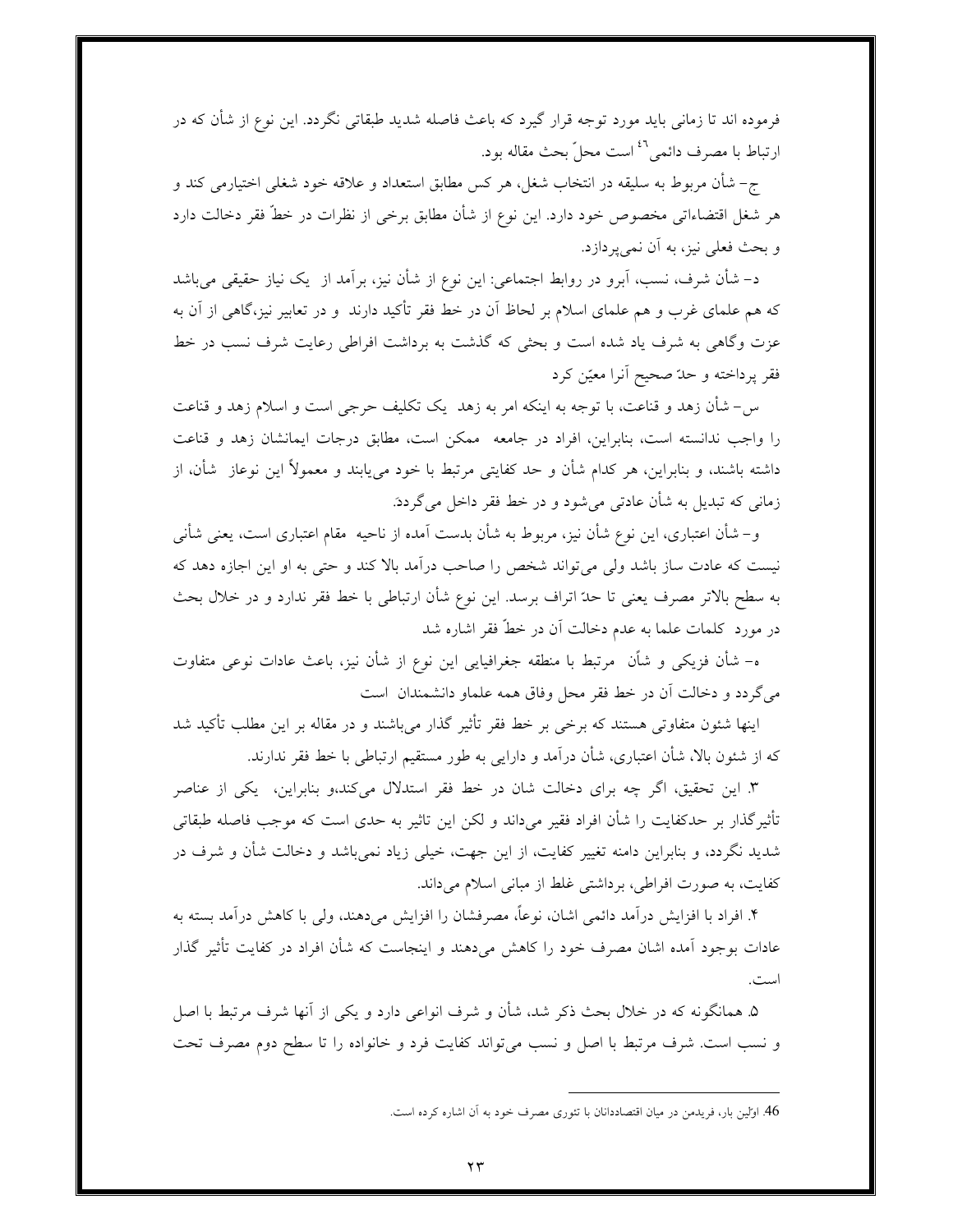فرموده اند تا زمانی باید مورد توجه قرار گیرد که باعث فاصله شدید طبقاتی نگردد. این نوع از شأن که در ارتباط با مصرف دائمی[46] است محلّ بحث مقاله بود.

ج- شأن مربوط به سلیقه در انتخاب شغل، هر کس مطابق استعداد و علاقه خود شغلی اختیارمی کند و هر شغل اقتضاءاتی مخصوص خود دارد. این نوع از شأن مطابق برخی از نظرات در خطّ فقر دخالت دارد و بحث فعلی نیز، به آن نمی‌پردازد.

د- شأن شرف، نسب، آبرو در روابط اجتماعی: این نوع از شأن نیز، برآمد از یک نیاز حقیقی می‌باشد که هم علمای غرب و هم علمای اسلام بر لحاظ آن در خط فقر تأکید دارند و در تعابیر نیز،گاهی از آن به عزت وگاهی به شرف یاد شده است و بحثی که گذشت به برداشت افراطی رعایت شرف نسب در خط فقر پرداخته و حدّ صحیح آنرا معیّن کرد

س- شأن زهد و قناعت، با توجه به اینکه امر به زهد یک تکلیف حرجی است و اسلام زهد و قناعت را واجب ندانسته است، بنابراین، افراد در جامعه ممکن است، مطابق درجات ایمانشان زهد و قناعت داشته باشند، و بنابراین، هر کدام شأن و حد کفایتی مرتبط با خود می‌یابند و معمولاً این نوعاز شأن، از زمانی که تبدیل به شأن عادتی می‌شود و در خط فقر داخل می‌گردد.

و- شأن اعتباری، این نوع شأن نیز، مربوط به شأن بدست آمده از ناحیه مقام اعتباری است، یعنی شأنی نیست که عادت ساز باشد ولی می‌تواند شخص را صاحب درآمد بالا کند و حتی به او این اجازه دهد که به سطح بالاتر مصرف یعنی تا حدّ اتراف برسد. این نوع شأن ارتباطی با خط فقر ندارد و در خلال بحث در مورد کلمات علما به عدم دخالت آن در خطّ فقر اشاره شد

ه- شأن فزیکی و شأن مرتبط با منطقه جغرافیایی این نوع از شأن نیز، باعث عادات نوعی متفاوت می‌گردد و دخالت آن در خط فقر محل وفاق همه علماو دانشمندان است

اینها شئون متفاوتی هستند که برخی بر خط فقر تأثیر گذار می‌باشند و در مقاله بر این مطلب تأکید شد که از شئون بالا، شأن اعتباری، شأن درآمد و دارایی به طور مستقیم ارتباطی با خط فقر ندارند.

۳. این تحقیق، اگر چه برای دخالت شان در خط فقر استدلال می‌کند،و بنابراین، یکی از عناصر تأثیرگذار بر حدکفایت را شأن افراد فقیر می‌داند و لکن این تاثیر به حدی است که موجب فاصله طبقاتی شدید نگردد، و بنابراین دامنه تغییر کفایت، از این جهت، خیلی زیاد نمی‌باشد و دخالت شأن و شرف در کفایت، به صورت افراطی، برداشتی غلط از مبانی اسلام می‌داند.

۴. افراد با افزایش درآمد دائمی اشان، نوعاً، مصرفشان را افزایش می‌دهند، ولی با کاهش درآمد بسته به عادات بوجود آمده اشان مصرف خود را کاهش می‌دهند و اینجاست که شأن افراد در کفایت تأثیر گذار است.

۵. همانگونه که در خلال بحث ذکر شد، شأن و شرف انواعی دارد و یکی از آنها شرف مرتبط با اصل و نسب است. شرف مرتبط با اصل و نسب می‌تواند کفایت فرد و خانواده را تا سطح دوم مصرف تحت

---

46. اوّلین بار، فریدمن در میان اقتصاددانان با تئوری مصرف خود به آن اشاره کرده است.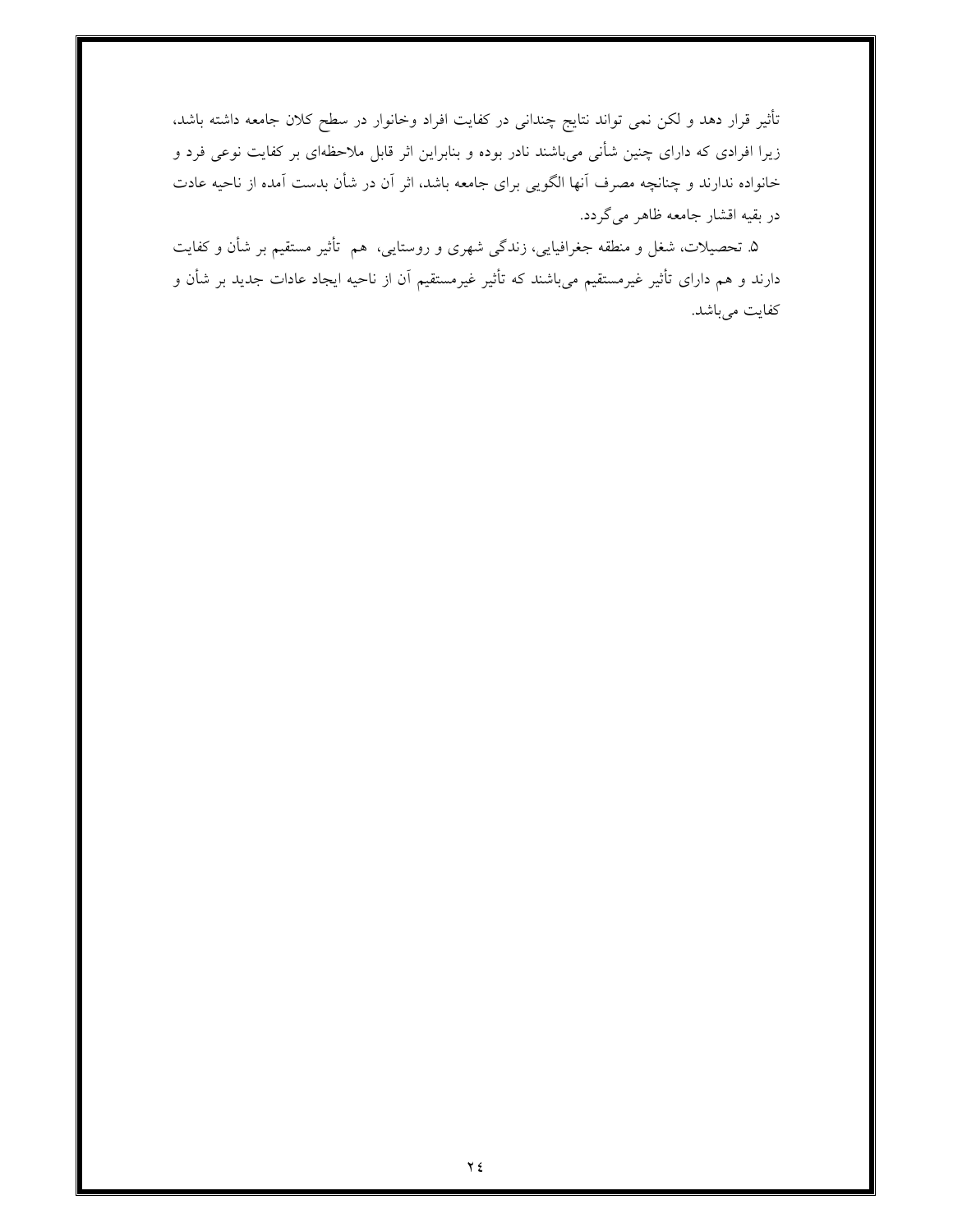تأثیر قرار دهد و لکن نمی تواند نتایج چندانی در کفایت افراد وخانوار در سطح کلان جامعه داشته باشد، زیرا افرادی که دارای چنین شأنی می‌باشند نادر بوده و بنابراین اثر قابل ملاحظه‌ای بر کفایت نوعی فرد و خانواده ندارند و چنانچه مصرف آنها الگویی برای جامعه باشد، اثر آن در شأن بدست آمده از ناحیه عادت در بقیه اقشار جامعه ظاهر می‌گردد.

۵. تحصیلات، شغل و منطقه جغرافیایی، زندگی شهری و روستایی، هم تأثیر مستقیم بر شأن و کفایت دارند و هم دارای تأثیر غیرمستقیم می‌باشند که تأثیر غیرمستقیم آن از ناحیه ایجاد عادات جدید بر شأن و کفایت می‌باشد.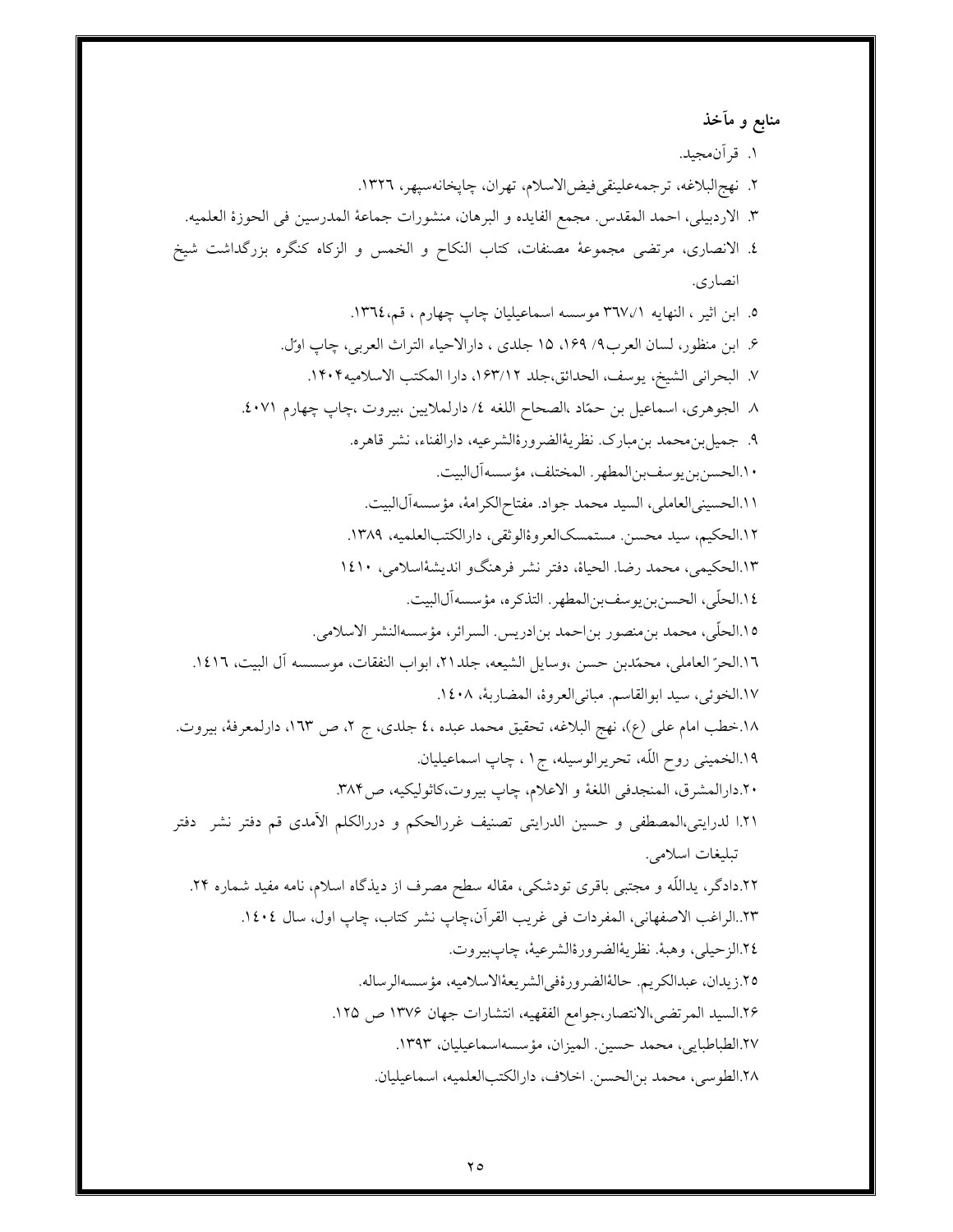## منابع و مآخذ

۱. قرآن‌مجید.

۲. نهج‌البلاغه، ترجمه‌علینقی‌فیض‌الاسلام، تهران، چاپخانه‌سپهر، ۱۳۲٦.

۳. الاردبیلی، احمد المقدس. مجمع الفایده و البرهان، منشورات جماعة المدرسین فی الحوزة العلمیه.

٤. الانصاری، مرتضی مجموعهٔ مصنفات، کتاب النکاح و الخمس و الزکاه کنگره بزرگداشت شیخ انصاری.

٥. ابن اثیر ، النهایه ۳٦۷،۱ موسسه اسماعیلیان چاپ چهارم ، قم،۱۳٦٤.

۶. ابن منظور، لسان العرب۹/ ۱٦۹، ۱٥ جلدی ، دارالاحیاء التراث العربی، چاپ اوّل.

۷. البحرانی الشیخ، یوسف، الحدائق،جلد ۱٦۳/۱۲، دارا المکتب الاسلامیه۱۴۰۴.

۸. الجوهری، اسماعیل بن حمّاد ،الصحاح اللغه ٤/ دارلملایین ،بیروت ،چاپ چهارم ٤۰۷۱.

۹. جمیل‌بن‌محمد بن‌مبارک. نظریهٔ‌الضرورهٔ‌الشرعیه، دارالفناء، نشر قاهره.

۱۰.الحسن‌بن‌یوسف‌بن‌المطهر. المختلف، مؤسسه‌آل‌البیت.

۱۱.الحسینی‌العاملی، السید محمد جواد. مفتاح‌الکرامهٔ، مؤسسه‌آل‌البیت.

۱۲.الحکیم، سید محسن. مستمسک‌العروهٔ‌الوثقی، دارالکتب‌العلمیه، ۱۳۸۹.

۱۳.الحکیمی، محمد رضا. الحیاهٔ، دفتر نشر فرهنگ‌و اندیشهٔ‌اسلامی، ۱٤۱۰

۱٤.الحلّی، الحسن‌بن‌یوسف‌بن‌المطهر. التذکره، مؤسسه‌آل‌البیت.

۱٥.الحلّی، محمد بن‌منصور بن‌احمد بن‌ادریس. السرائر، مؤسسه‌النشر الاسلامی.

۱٦.الحرّ العاملی، محمّدبن حسن ،وسایل الشیعه، جلد۲۱، ابواب النفقات، موسسسه آل البیت، ۱٤۱٦.

۱۷.الخوئی، سید ابوالقاسم. مبانی‌العروهٔ، المضاربهٔ، ۱٤۰۸.

۱۸.خطب امام علی (ع)، نهج البلاغه، تحقیق محمد عبده ،٤ جلدی، ج ۲، ص ۱٦۳، دارلمعرفهٔ، بیروت.

۱۹.الخمینی روح اللّه، تحریرالوسیله، ج۱ ، چاپ اسماعیلیان.

۲۰.دارالمشرق، المنجدفی اللغهٔ و الاعلام، چاپ بیروت،کاتولیکیه، ص۳۸۴.

۲۱.ا لدرایتی،المصطفی و حسین الدرایتی تصنیف غررالحکم و دررالکلم الآمدی قم دفتر نشر دفتر تبلیغات اسلامی.

۲۲.دادگر، یداللّه و مجتبی باقری تودشکی، مقاله سطح مصرف از دیدگاه اسلام، نامه مفید شماره ۲۴.

۲۳..الراغب الاصفهانی، المفردات فی غریب القرآن،چاپ نشر کتاب، چاپ اول، سال ۱٤۰٤.

۲٤.الزحیلی، وهبهٔ. نظریهٔ‌الضرورهٔ‌الشرعیهٔ، چاپ‌بیروت.

۲٥.زیدان، عبدالکریم. حالهٔ‌الضرورهٔ‌فی‌الشریعهٔ‌الاسلامیه، مؤسسه‌الرساله.

۲٦.السید المرتضی،الانتصار،جوامع الفقهیه، انتشارات جهان ۱۳۷٦ ص ۱۲٥.

۲۷.الطباطبایی، محمد حسین. المیزان، مؤسسه‌اسماعیلیان، ۱۳۹۳.

۲۸.الطوسی، محمد بن‌الحسن. اخلاف، دارالکتب‌العلمیه، اسماعیلیان.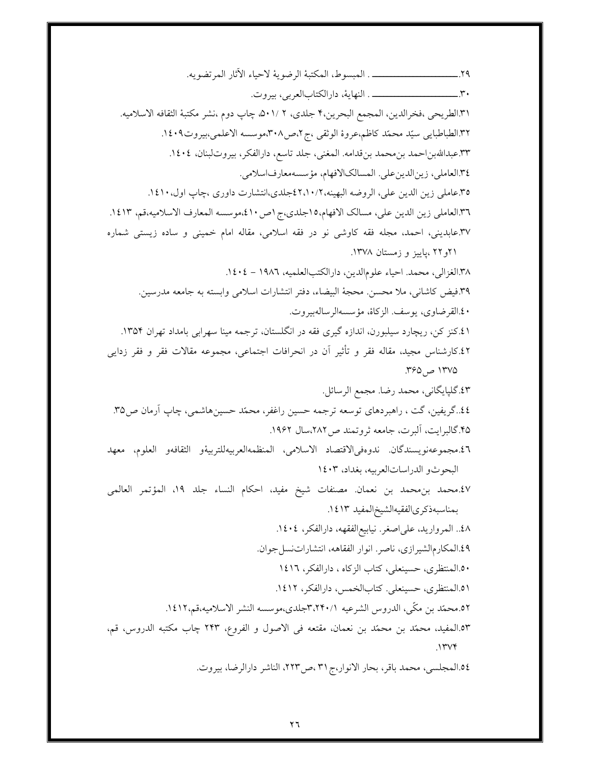۲۹.ـــــــــــــــــــــــــــ . المبسوط، المکتبة الرضویة لاحیاء الآثار المرتضویه.

۳۰.ـــــــــــــــــــــــــــ . النهایة، دارالکتاب‌العربی، بیروت.

۳۱.الطریحی ،فخرالدین، المجمع البحرین،۴ جلدی، ۲ /۵۰۱، چاپ دوم ،نشر مکتبة الثقافه الاسلامیه.

۳۲.الطباطبایی سیّد محمّد کاظم،عروة الوثقی ،ج۲،ص۳۰۸،موسسه الاعلمی،بیروت۱۴۰۹.

۳۳.عبدالله‌بن‌احمد بن‌محمد بن‌قدامه. المغنی، جلد تاسع، دارالفکر، بیروت‌لبنان، ١٤٠٤.

٣٤.العاملی، زین‌الدین‌علی. المسالک‌الافهام، مؤسسه‌معارف‌اسلامی.

۳۵.عاملی زین الدین علی، الروضه البهینه،۲/۱۰،٤٢جلدی،انتشارت داوری ،چاپ اول،۱٤۱۰.

٣٦.العاملی زین الدین علی، مسالک الافهام،١٥جلدی،ج١ص٤١٠،موسسه المعارف الاسلامیه،قم، ١٤١٣.

۳۷.عابدینی، احمد، مجله فقه کاوشی نو در فقه اسلامی، مقاله امام خمینی و ساده زیستی شماره ۲۱و۲۲ ،پاییز و زمستان ۱۳۷۸.

٣٨.الغزالی، محمد. احیاء علوم‌الدین، دارالکتب‌العلمیه، ١٩٨٦ – ١٤٠٤.

۳۹.فیض کاشانی، ملا محسن. محجة البیضاء، دفتر انتشارات اسلامی وابسته به جامعه مدرسین.

٤٠.القرضاوی، یوسف. الزکاة، مؤسسه‌الرساله‌بیروت.

٤١.کنز کن، ریچارد سیلبورن، اندازه گیری فقه در انگلستان، ترجمه مینا سهرابی بامداد تهران ۱۳۵۴.

٤٢.کارشناس مجید، مقاله فقر و تأثیر آن در انحرافات اجتماعی، مجموعه مقالات فقر و فقر زدایی ۱۳۷۵ ص۳۶۵.

٤٣.گلپایگانی، محمد رضا. مجمع الرسائل.

٤٤..گریفین، گت ، راهبردهای توسعه ترجمه حسین راغفر، محمّد حسین‌هاشمی، چاپ آرمان ص۳۵.

۴۵.گالبرایت، آلبرت، جامعه ثروتمند ص۲۸۲،سال ۱۹۶۲.

٤٦.مجموعه‌نویسندگان. ندوه‌فی‌الاقتصاد الاسلامی، المنظمه‌العربیه‌للتربیۀو الثقافه‌و العلوم، معهد البحوث‌و الدراسات‌العربیه، بغداد، ١٤٠٣

٤٧.محمد بن‌محمد بن نعمان. مصنفات شیخ مفید، احکام النساء جلد ١٩، المؤتمر العالمی بمناسبه‌ذکری‌الفقیه‌الشیخ‌المفید ١٤١٣.

٤٨.. المروارید، علی‌اصغر. ینابیع‌الفقهه، دارالفکر، ١٤٠٤.

٤٩.المکارم‌الشیرازی، ناصر. انوار الفقاهه، انتشارات‌نسل‌جوان.

٥٠.المنتظری، حسینعلی، کتاب الزکاه ، دارالفکر، ١٤١٦

٥١.المنتظری، حسینعلی. کتاب‌الخمس، دارالفکر، ١٤١٢.

٥٢.محمّد بن مکّی، الدروس الشرعیه ۳،۲۴۰/۱جلدی،موسسه النشر الاسلامیه،قم،۱٤۱۲.

٥٣.المفید، محمّد بن محمّد بن نعمان، مقتعه فی الاصول و الفروع، ۲۴۳ چاب مکتبه الدروس، قم، ۱۳۷۴.

٥٤.المجلسی، محمد باقر، بحار الانوار،ج۳۱ ،ص۲۲۳، الناشر دارالرضا، بیروت.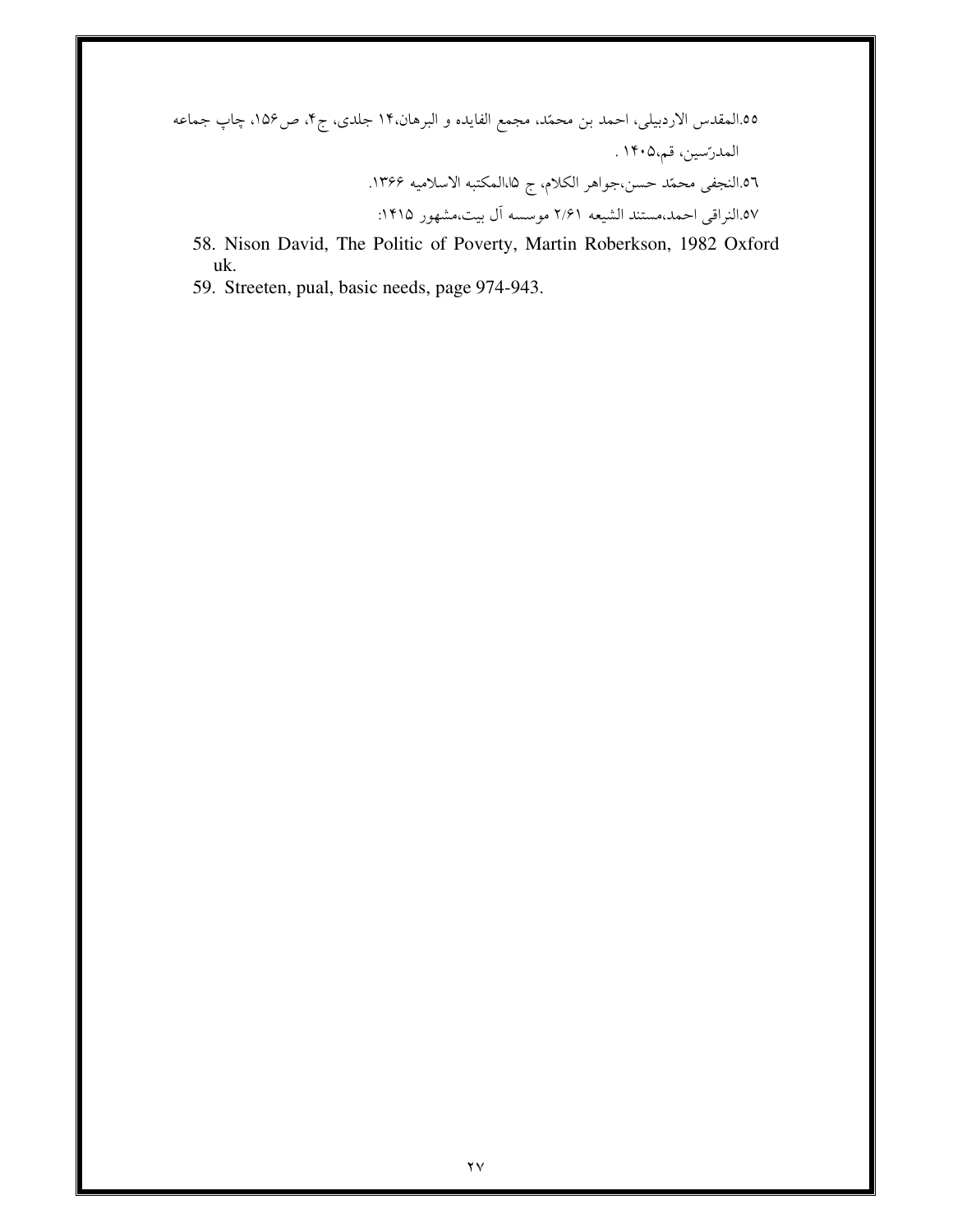۵۵.المقدس الاردبیلی، احمد بن محمّد، مجمع الفایده و البرهان،۱۴ جلدی، ج۴، ص۱۵۶، چاپ جماعه المدرّسین، قم،۱۴۰۵ .

٥٦.النجفی محمّد حسن،جواهر الکلام، ج ۱۵،المکتبه الاسلامیه ۱۳۶۶.

۵۷.النراقی احمد،مستند الشیعه ۲/۶۱ موسسه آل بیت،مشهور ۱۴۱۵:

58. Nison David, The Politic of Poverty, Martin Roberkson, 1982 Oxford uk.
59. Streeten, pual, basic needs, page 974-943.